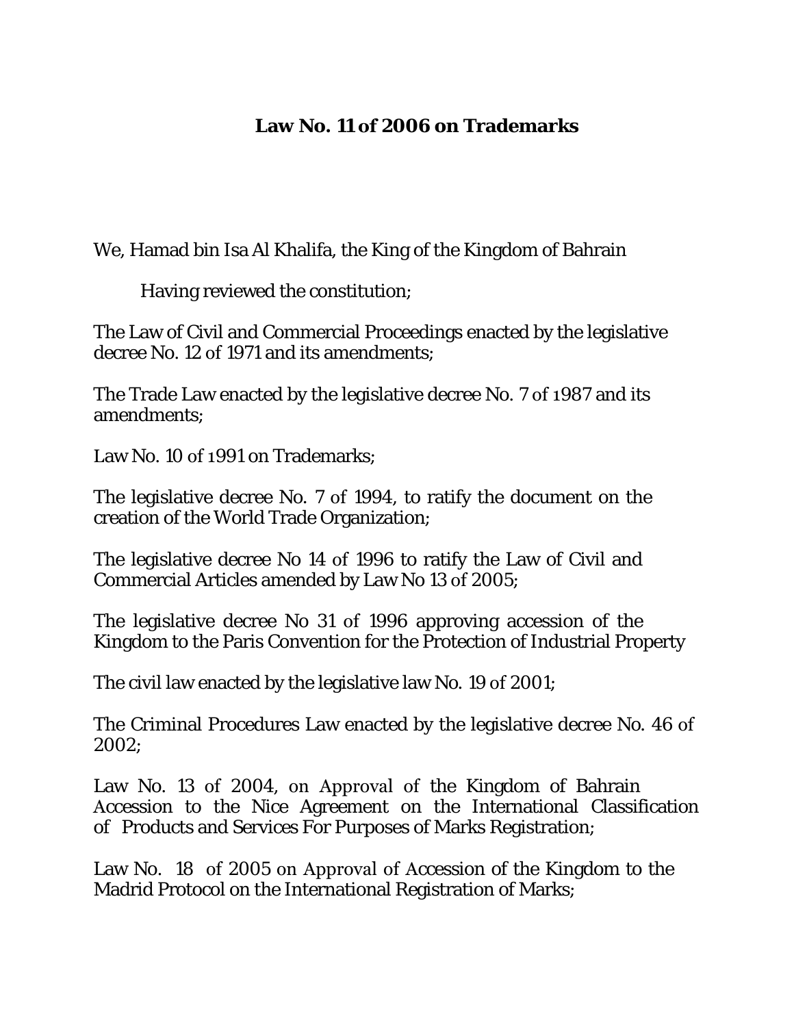# Law No. 11 of 2006 on Trademarks

We, Hamad bin Isa Al Khalifa, the King of the Kingdom of Bahrain

Having reviewed the constitution;

The Law of Civil and Commercial Proceedings enacted by the legislative decree No. 12 of 1971 and its amendments;

The Trade Law enacted by the legislative decree No. 7 of 1987 and its amendments;

Law No. 10 of 1991 on Trademarks;

The legislative decree No. 7 of 1994, to ratify the document on the creation of the World Trade Organization;

The legislative decree No 14 of 1996 to ratify the Law of Civil and Commercial Articles amended by Law No 13 of 2005;

The legislative decree No 31 of 1996 approving accession of the Kingdom to the Paris Convention for the Protection of Industrial Property

The civil law enacted by the legislative law No. 19 of 2001;

The Criminal Procedures Law enacted by the legislative decree No. 46 of 2002;

Law No. 13 of 2004, on Approval of the Kingdom of Bahrain Accession to the Nice Agreement on the International Classification of Products and Services For Purposes of Marks Registration;

Law No. 18 of 2005 on Approval of Accession of the Kingdom to the Madrid Protocol on the International Registration of Marks;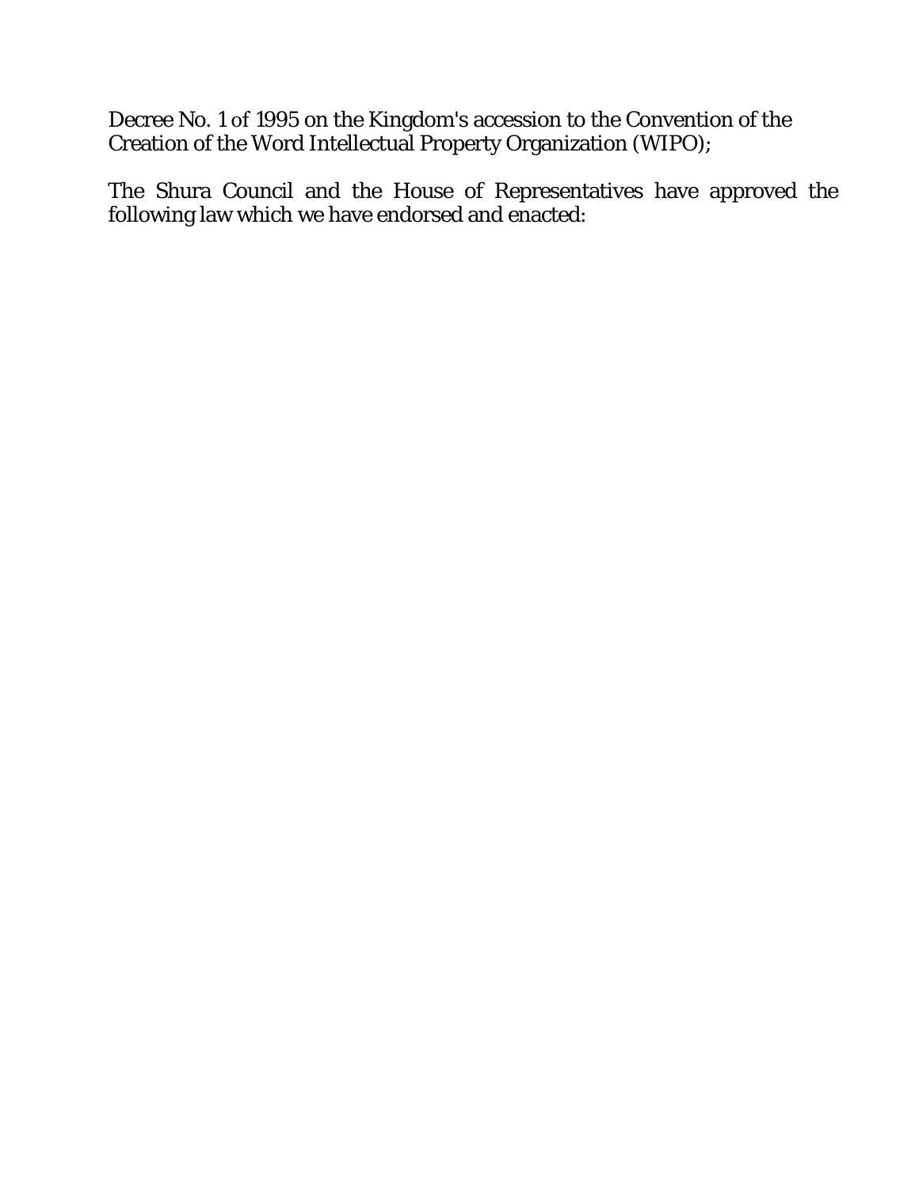Decree No. 1 of 1995 on the Kingdom's accession to the Convention of the Creation of the Word Intellectual Property Organization (WIPO);

The Shura Council and the House of Representatives have approved the following law which we have endorsed and enacted: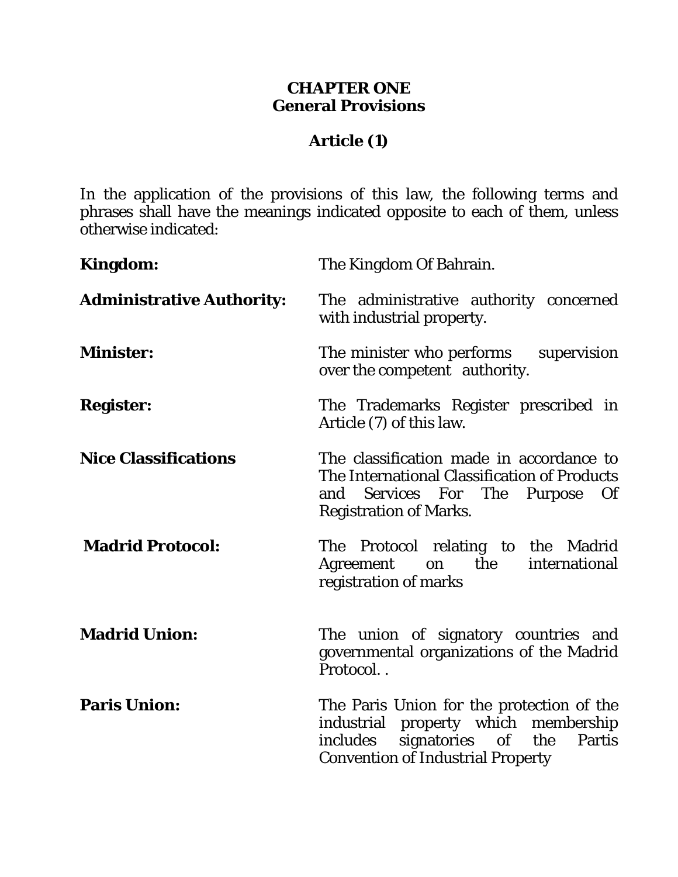## CHAPTER ONE
## General Provisions

### Article (1)

In the application of the provisions of this law, the following terms and phrases shall have the meanings indicated opposite to each of them, unless otherwise indicated:

| | |
|---|---|
| **Kingdom:** | The Kingdom Of Bahrain. |
| **Administrative Authority:** | The administrative authority concerned with industrial property. |
| **Minister:** | The minister who performs supervision over the competent authority. |
| **Register:** | The Trademarks Register prescribed in Article (7) of this law. |
| **Nice Classifications** | The classification made in accordance to The International Classification of Products and Services For The Purpose Of Registration of Marks. |
| **Madrid Protocol:** | The Protocol relating to the Madrid Agreement on the international registration of marks |
| **Madrid Union:** | The union of signatory countries and governmental organizations of the Madrid Protocol. . |
| **Paris Union:** | The Paris Union for the protection of the industrial property which membership includes signatories of the Partis Convention of Industrial Property |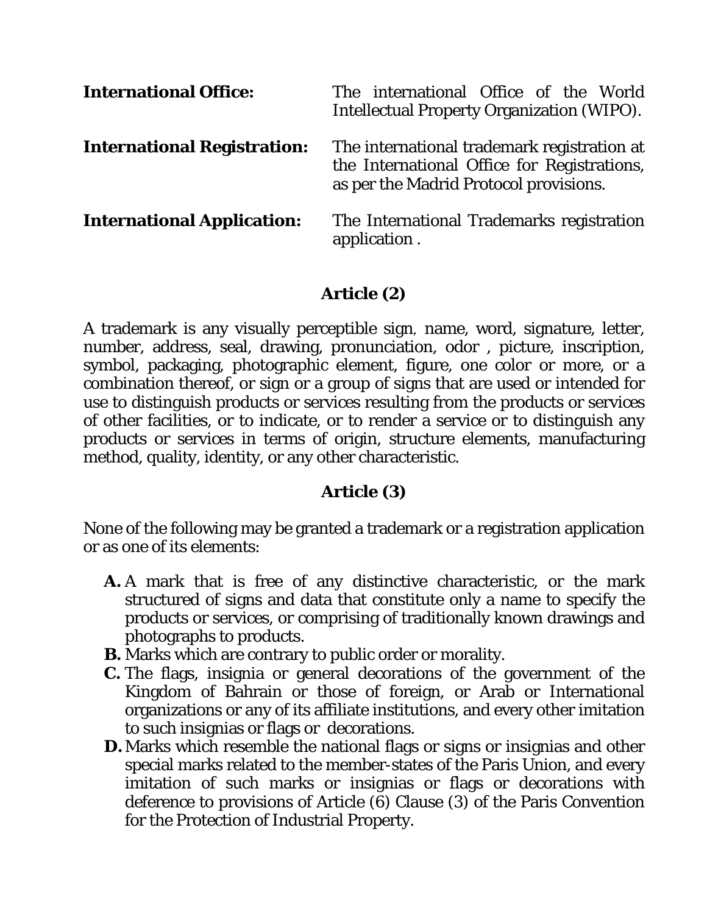**International Office:** The international Office of the World Intellectual Property Organization (WIPO).

**International Registration:** The international trademark registration at the International Office for Registrations, as per the Madrid Protocol provisions.

**International Application:** The International Trademarks registration application .

## Article (2)

A trademark is any visually perceptible sign, name, word, signature, letter, number, address, seal, drawing, pronunciation, odor , picture, inscription, symbol, packaging, photographic element, figure, one color or more, or a combination thereof, or sign or a group of signs that are used or intended for use to distinguish products or services resulting from the products or services of other facilities, or to indicate, or to render a service or to distinguish any products or services in terms of origin, structure elements, manufacturing method, quality, identity, or any other characteristic.

## Article (3)

None of the following may be granted a trademark or a registration application or as one of its elements:

- **A.** A mark that is free of any distinctive characteristic, or the mark structured of signs and data that constitute only a name to specify the products or services, or comprising of traditionally known drawings and photographs to products.
- **B.** Marks which are contrary to public order or morality.
- **C.** The flags, insignia or general decorations of the government of the Kingdom of Bahrain or those of foreign, or Arab or International organizations or any of its affiliate institutions, and every other imitation to such insignias or flags or decorations.
- **D.** Marks which resemble the national flags or signs or insignias and other special marks related to the member-states of the Paris Union, and every imitation of such marks or insignias or flags or decorations with deference to provisions of Article (6) Clause (3) of the Paris Convention for the Protection of Industrial Property.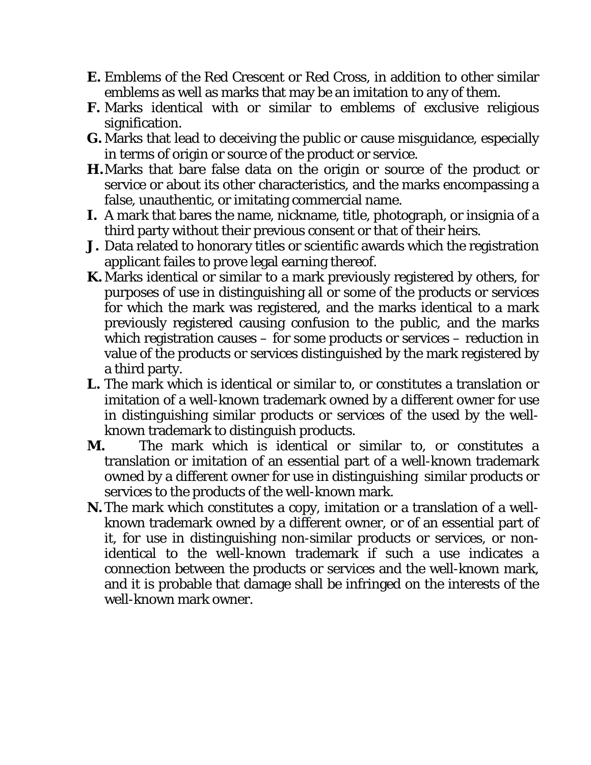- **E.** Emblems of the Red Crescent or Red Cross, in addition to other similar emblems as well as marks that may be an imitation to any of them.
- **F.** Marks identical with or similar to emblems of exclusive religious signification.
- **G.** Marks that lead to deceiving the public or cause misguidance, especially in terms of origin or source of the product or service.
- **H.** Marks that bare false data on the origin or source of the product or service or about its other characteristics, and the marks encompassing a false, unauthentic, or imitating commercial name.
- **I.** A mark that bares the name, nickname, title, photograph, or insignia of a third party without their previous consent or that of their heirs.
- **J.** Data related to honorary titles or scientific awards which the registration applicant failes to prove legal earning thereof.
- **K.** Marks identical or similar to a mark previously registered by others, for purposes of use in distinguishing all or some of the products or services for which the mark was registered, and the marks identical to a mark previously registered causing confusion to the public, and the marks which registration causes – for some products or services – reduction in value of the products or services distinguished by the mark registered by a third party.
- **L.** The mark which is identical or similar to, or constitutes a translation or imitation of a well-known trademark owned by a different owner for use in distinguishing similar products or services of the used by the well-known trademark to distinguish products.
- **M.** The mark which is identical or similar to, or constitutes a translation or imitation of an essential part of a well-known trademark owned by a different owner for use in distinguishing similar products or services to the products of the well-known mark.
- **N.** The mark which constitutes a copy, imitation or a translation of a well-known trademark owned by a different owner, or of an essential part of it, for use in distinguishing non-similar products or services, or non-identical to the well-known trademark if such a use indicates a connection between the products or services and the well-known mark, and it is probable that damage shall be infringed on the interests of the well-known mark owner.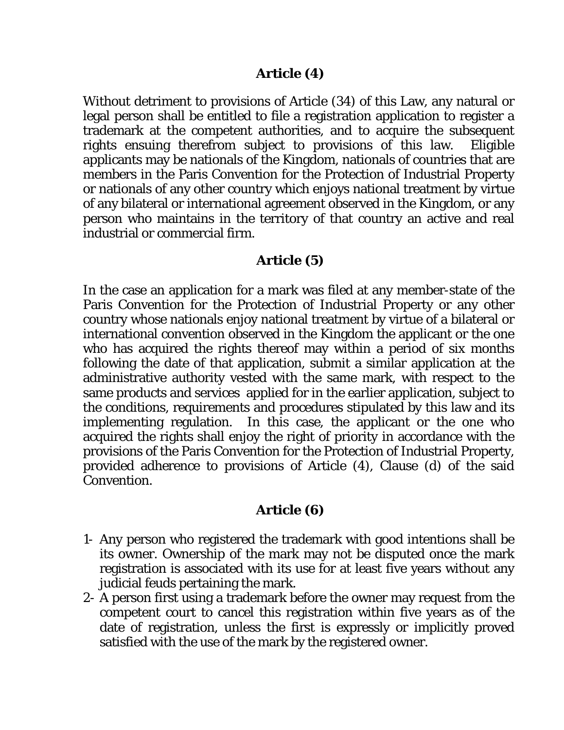## Article (4)

Without detriment to provisions of Article (34) of this Law, any natural or legal person shall be entitled to file a registration application to register a trademark at the competent authorities, and to acquire the subsequent rights ensuing therefrom subject to provisions of this law. Eligible applicants may be nationals of the Kingdom, nationals of countries that are members in the Paris Convention for the Protection of Industrial Property or nationals of any other country which enjoys national treatment by virtue of any bilateral or international agreement observed in the Kingdom, or any person who maintains in the territory of that country an active and real industrial or commercial firm.

## Article (5)

In the case an application for a mark was filed at any member-state of the Paris Convention for the Protection of Industrial Property or any other country whose nationals enjoy national treatment by virtue of a bilateral or international convention observed in the Kingdom the applicant or the one who has acquired the rights thereof may within a period of six months following the date of that application, submit a similar application at the administrative authority vested with the same mark, with respect to the same products and services applied for in the earlier application, subject to the conditions, requirements and procedures stipulated by this law and its implementing regulation. In this case, the applicant or the one who acquired the rights shall enjoy the right of priority in accordance with the provisions of the Paris Convention for the Protection of Industrial Property, provided adherence to provisions of Article (4), Clause (d) of the said Convention.

## Article (6)

1- Any person who registered the trademark with good intentions shall be its owner. Ownership of the mark may not be disputed once the mark registration is associated with its use for at least five years without any judicial feuds pertaining the mark.
2- A person first using a trademark before the owner may request from the competent court to cancel this registration within five years as of the date of registration, unless the first is expressly or implicitly proved satisfied with the use of the mark by the registered owner.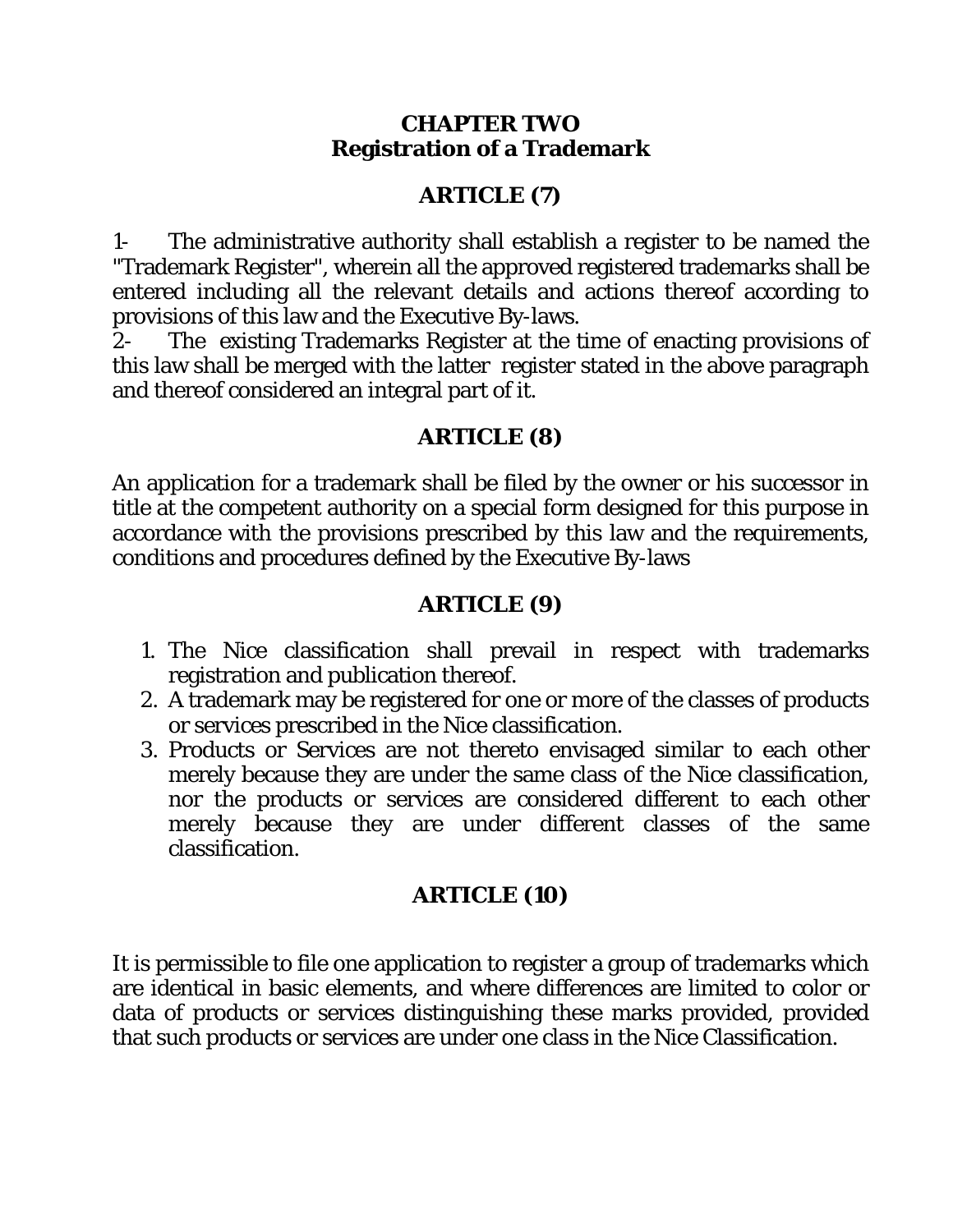## CHAPTER TWO
## Registration of a Trademark

### ARTICLE (7)

1- The administrative authority shall establish a register to be named the "Trademark Register", wherein all the approved registered trademarks shall be entered including all the relevant details and actions thereof according to provisions of this law and the Executive By-laws.

2- The existing Trademarks Register at the time of enacting provisions of this law shall be merged with the latter register stated in the above paragraph and thereof considered an integral part of it.

### ARTICLE (8)

An application for a trademark shall be filed by the owner or his successor in title at the competent authority on a special form designed for this purpose in accordance with the provisions prescribed by this law and the requirements, conditions and procedures defined by the Executive By-laws

### ARTICLE (9)

1. The Nice classification shall prevail in respect with trademarks registration and publication thereof.
2. A trademark may be registered for one or more of the classes of products or services prescribed in the Nice classification.
3. Products or Services are not thereto envisaged similar to each other merely because they are under the same class of the Nice classification, nor the products or services are considered different to each other merely because they are under different classes of the same classification.

### ARTICLE (10)

It is permissible to file one application to register a group of trademarks which are identical in basic elements, and where differences are limited to color or data of products or services distinguishing these marks provided, provided that such products or services are under one class in the Nice Classification.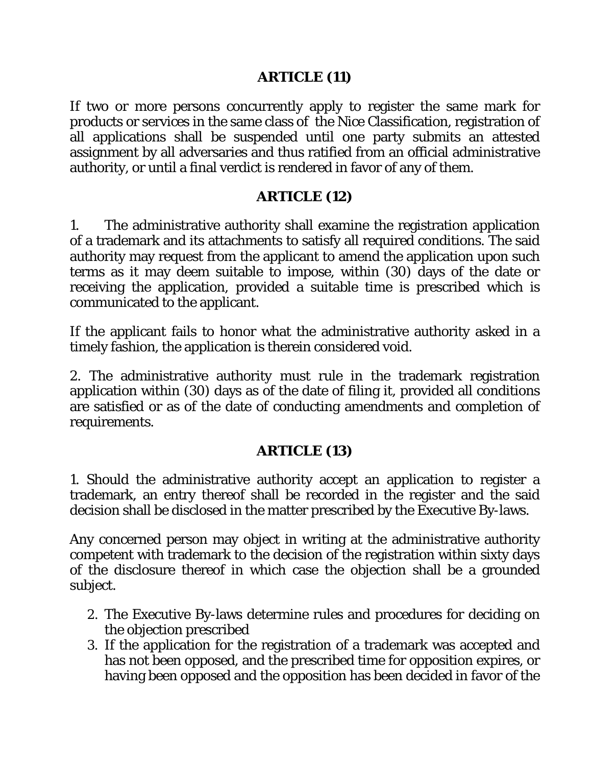## ARTICLE (11)

If two or more persons concurrently apply to register the same mark for products or services in the same class of the Nice Classification, registration of all applications shall be suspended until one party submits an attested assignment by all adversaries and thus ratified from an official administrative authority, or until a final verdict is rendered in favor of any of them.

## ARTICLE (12)

1. The administrative authority shall examine the registration application of a trademark and its attachments to satisfy all required conditions. The said authority may request from the applicant to amend the application upon such terms as it may deem suitable to impose, within (30) days of the date or receiving the application, provided a suitable time is prescribed which is communicated to the applicant.

If the applicant fails to honor what the administrative authority asked in a timely fashion, the application is therein considered void.

2. The administrative authority must rule in the trademark registration application within (30) days as of the date of filing it, provided all conditions are satisfied or as of the date of conducting amendments and completion of requirements.

## ARTICLE (13)

1. Should the administrative authority accept an application to register a trademark, an entry thereof shall be recorded in the register and the said decision shall be disclosed in the matter prescribed by the Executive By-laws.

Any concerned person may object in writing at the administrative authority competent with trademark to the decision of the registration within sixty days of the disclosure thereof in which case the objection shall be a grounded subject.

2. The Executive By-laws determine rules and procedures for deciding on the objection prescribed
3. If the application for the registration of a trademark was accepted and has not been opposed, and the prescribed time for opposition expires, or having been opposed and the opposition has been decided in favor of the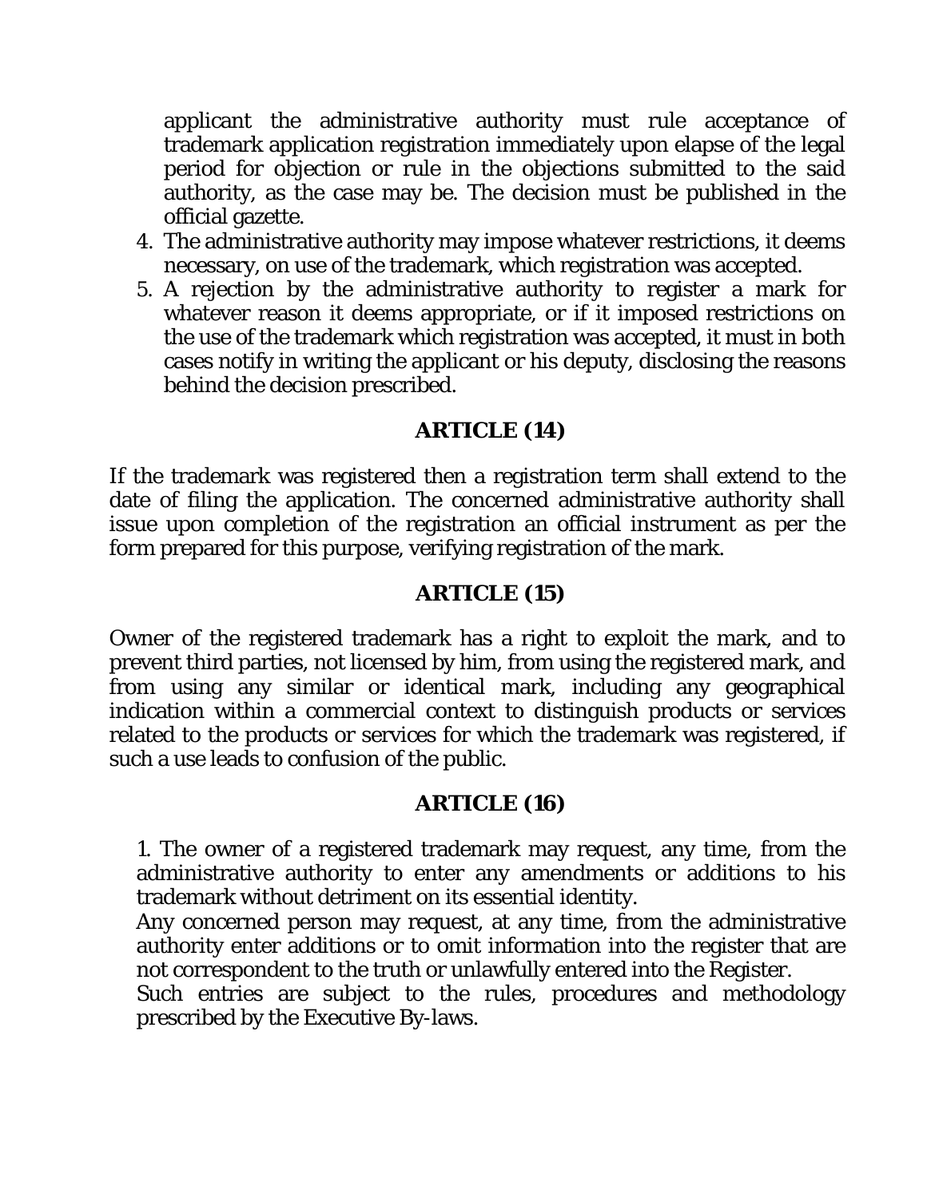applicant the administrative authority must rule acceptance of trademark application registration immediately upon elapse of the legal period for objection or rule in the objections submitted to the said authority, as the case may be. The decision must be published in the official gazette.

4. The administrative authority may impose whatever restrictions, it deems necessary, on use of the trademark, which registration was accepted.
5. A rejection by the administrative authority to register a mark for whatever reason it deems appropriate, or if it imposed restrictions on the use of the trademark which registration was accepted, it must in both cases notify in writing the applicant or his deputy, disclosing the reasons behind the decision prescribed.

### ARTICLE (14)

If the trademark was registered then a registration term shall extend to the date of filing the application. The concerned administrative authority shall issue upon completion of the registration an official instrument as per the form prepared for this purpose, verifying registration of the mark.

### ARTICLE (15)

Owner of the registered trademark has a right to exploit the mark, and to prevent third parties, not licensed by him, from using the registered mark, and from using any similar or identical mark, including any geographical indication within a commercial context to distinguish products or services related to the products or services for which the trademark was registered, if such a use leads to confusion of the public.

### ARTICLE (16)

1. The owner of a registered trademark may request, any time, from the administrative authority to enter any amendments or additions to his trademark without detriment on its essential identity.

Any concerned person may request, at any time, from the administrative authority enter additions or to omit information into the register that are not correspondent to the truth or unlawfully entered into the Register.

Such entries are subject to the rules, procedures and methodology prescribed by the Executive By-laws.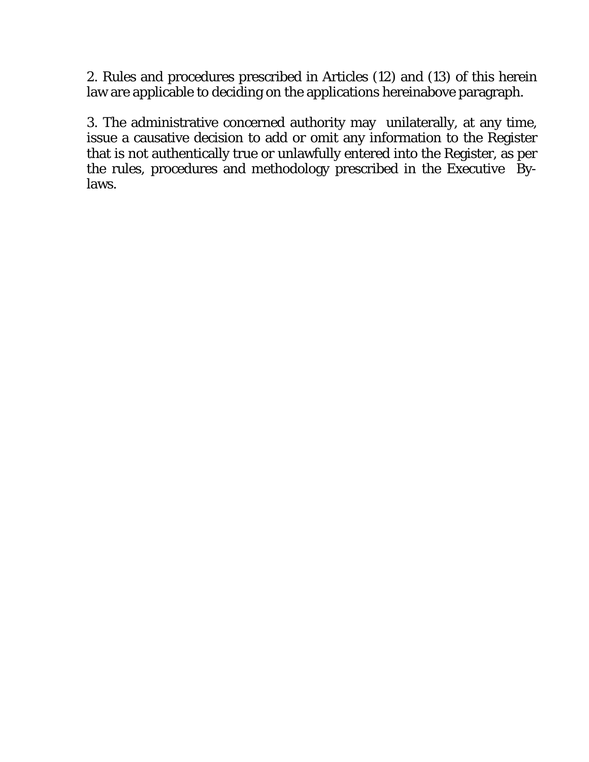2. Rules and procedures prescribed in Articles (12) and (13) of this herein law are applicable to deciding on the applications hereinabove paragraph.

3. The administrative concerned authority may unilaterally, at any time, issue a causative decision to add or omit any information to the Register that is not authentically true or unlawfully entered into the Register, as per the rules, procedures and methodology prescribed in the Executive By-laws.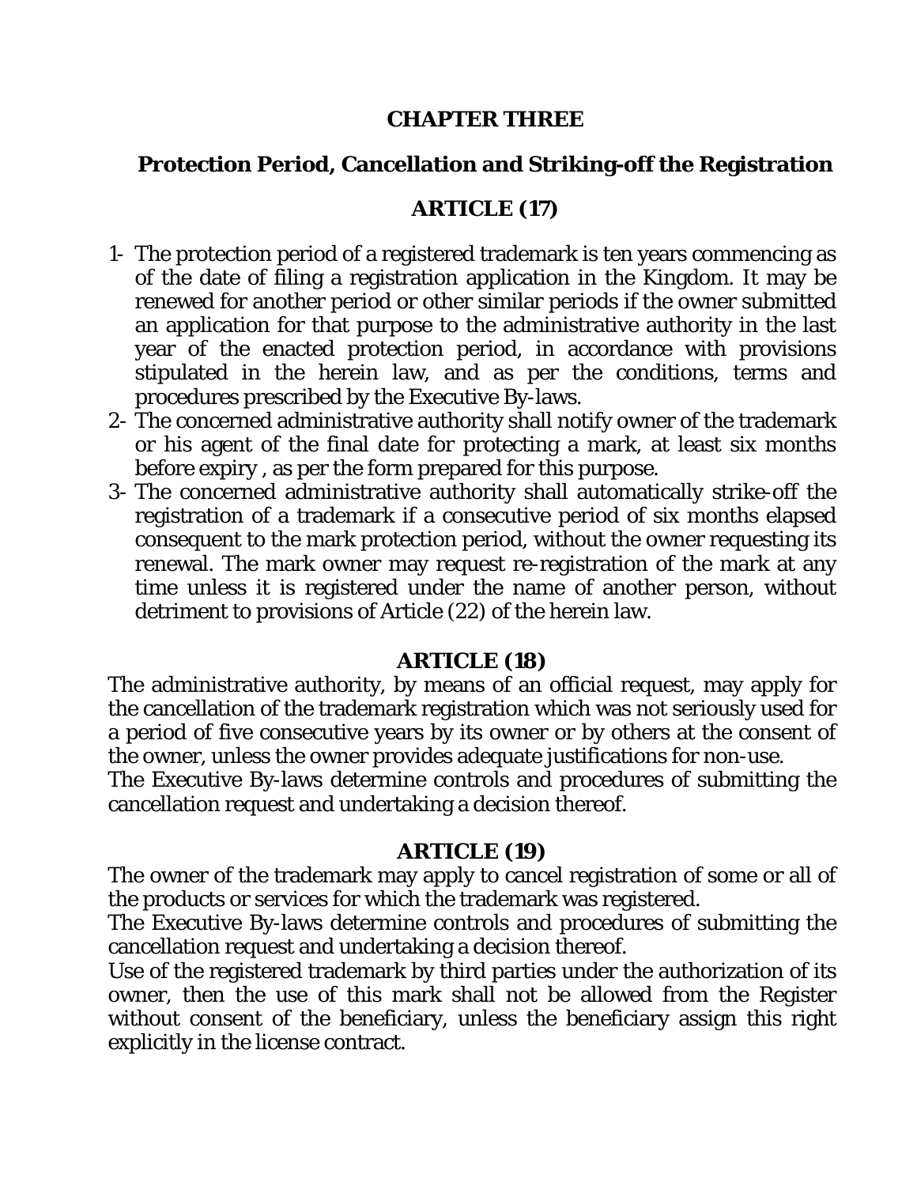## CHAPTER THREE

## Protection Period, Cancellation and Striking-off the Registration

### ARTICLE (17)

1- The protection period of a registered trademark is ten years commencing as of the date of filing a registration application in the Kingdom. It may be renewed for another period or other similar periods if the owner submitted an application for that purpose to the administrative authority in the last year of the enacted protection period, in accordance with provisions stipulated in the herein law, and as per the conditions, terms and procedures prescribed by the Executive By-laws.

2- The concerned administrative authority shall notify owner of the trademark or his agent of the final date for protecting a mark, at least six months before expiry , as per the form prepared for this purpose.

3- The concerned administrative authority shall automatically strike-off the registration of a trademark if a consecutive period of six months elapsed consequent to the mark protection period, without the owner requesting its renewal. The mark owner may request re-registration of the mark at any time unless it is registered under the name of another person, without detriment to provisions of Article (22) of the herein law.

### ARTICLE (18)

The administrative authority, by means of an official request, may apply for the cancellation of the trademark registration which was not seriously used for a period of five consecutive years by its owner or by others at the consent of the owner, unless the owner provides adequate justifications for non-use.

The Executive By-laws determine controls and procedures of submitting the cancellation request and undertaking a decision thereof.

### ARTICLE (19)

The owner of the trademark may apply to cancel registration of some or all of the products or services for which the trademark was registered.

The Executive By-laws determine controls and procedures of submitting the cancellation request and undertaking a decision thereof.

Use of the registered trademark by third parties under the authorization of its owner, then the use of this mark shall not be allowed from the Register without consent of the beneficiary, unless the beneficiary assign this right explicitly in the license contract.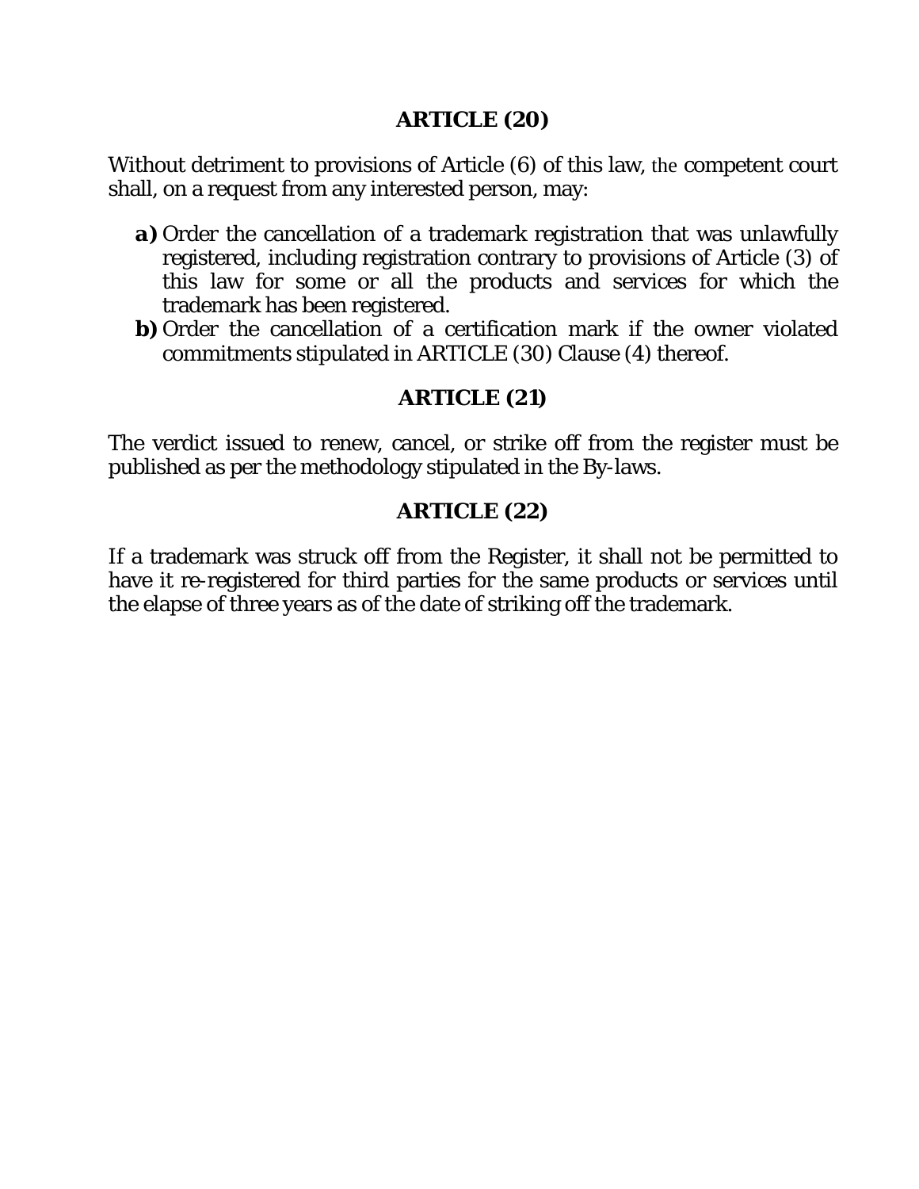## ARTICLE (20)

Without detriment to provisions of Article (6) of this law, the competent court shall, on a request from any interested person, may:

**a)** Order the cancellation of a trademark registration that was unlawfully registered, including registration contrary to provisions of Article (3) of this law for some or all the products and services for which the trademark has been registered.

**b)** Order the cancellation of a certification mark if the owner violated commitments stipulated in ARTICLE (30) Clause (4) thereof.

## ARTICLE (21)

The verdict issued to renew, cancel, or strike off from the register must be published as per the methodology stipulated in the By-laws.

## ARTICLE (22)

If a trademark was struck off from the Register, it shall not be permitted to have it re-registered for third parties for the same products or services until the elapse of three years as of the date of striking off the trademark.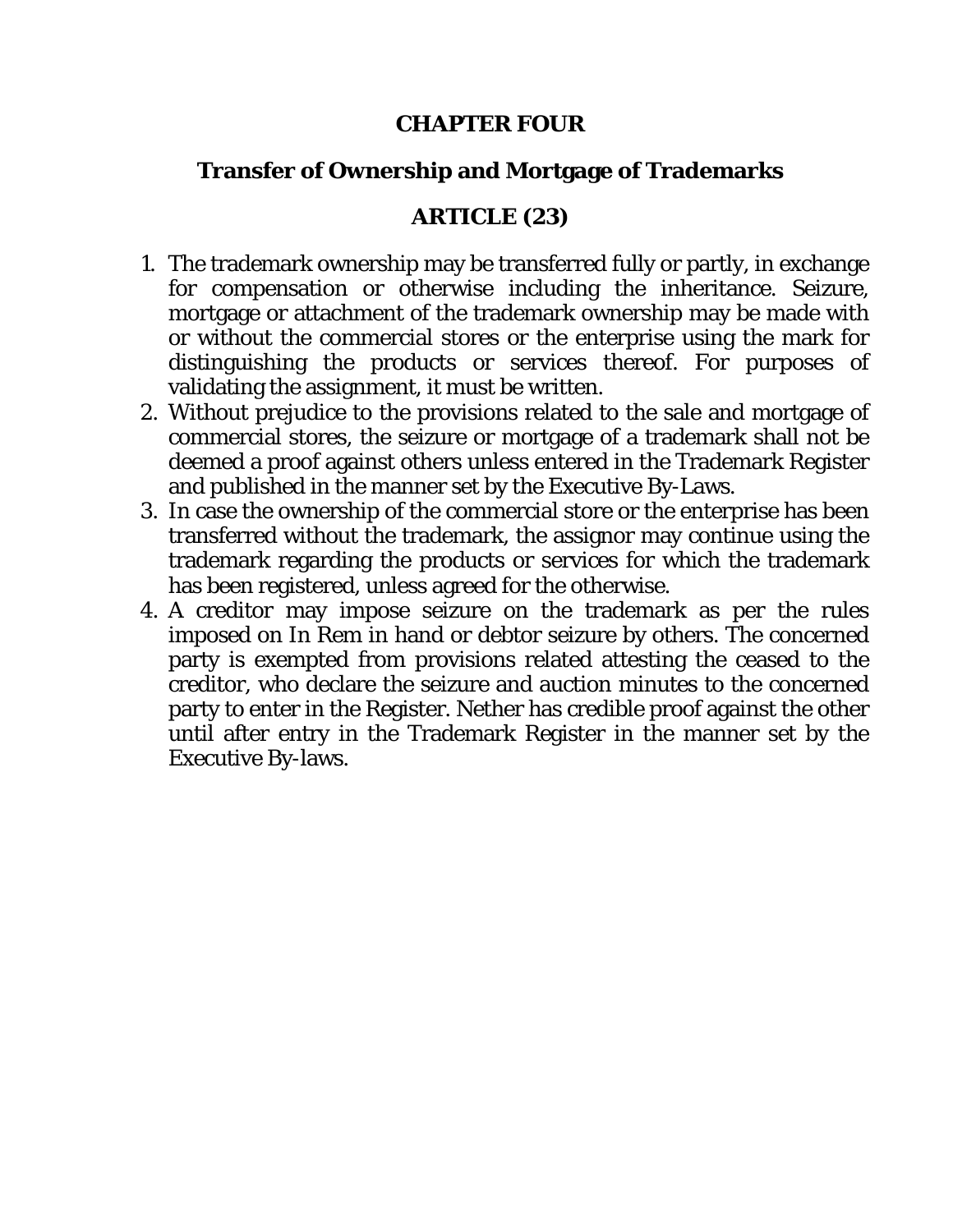# CHAPTER FOUR

## Transfer of Ownership and Mortgage of Trademarks

### ARTICLE (23)

1. The trademark ownership may be transferred fully or partly, in exchange for compensation or otherwise including the inheritance. Seizure, mortgage or attachment of the trademark ownership may be made with or without the commercial stores or the enterprise using the mark for distinguishing the products or services thereof. For purposes of validating the assignment, it must be written.
2. Without prejudice to the provisions related to the sale and mortgage of commercial stores, the seizure or mortgage of a trademark shall not be deemed a proof against others unless entered in the Trademark Register and published in the manner set by the Executive By-Laws.
3. In case the ownership of the commercial store or the enterprise has been transferred without the trademark, the assignor may continue using the trademark regarding the products or services for which the trademark has been registered, unless agreed for the otherwise.
4. A creditor may impose seizure on the trademark as per the rules imposed on In Rem in hand or debtor seizure by others. The concerned party is exempted from provisions related attesting the ceased to the creditor, who declare the seizure and auction minutes to the concerned party to enter in the Register. Nether has credible proof against the other until after entry in the Trademark Register in the manner set by the Executive By-laws.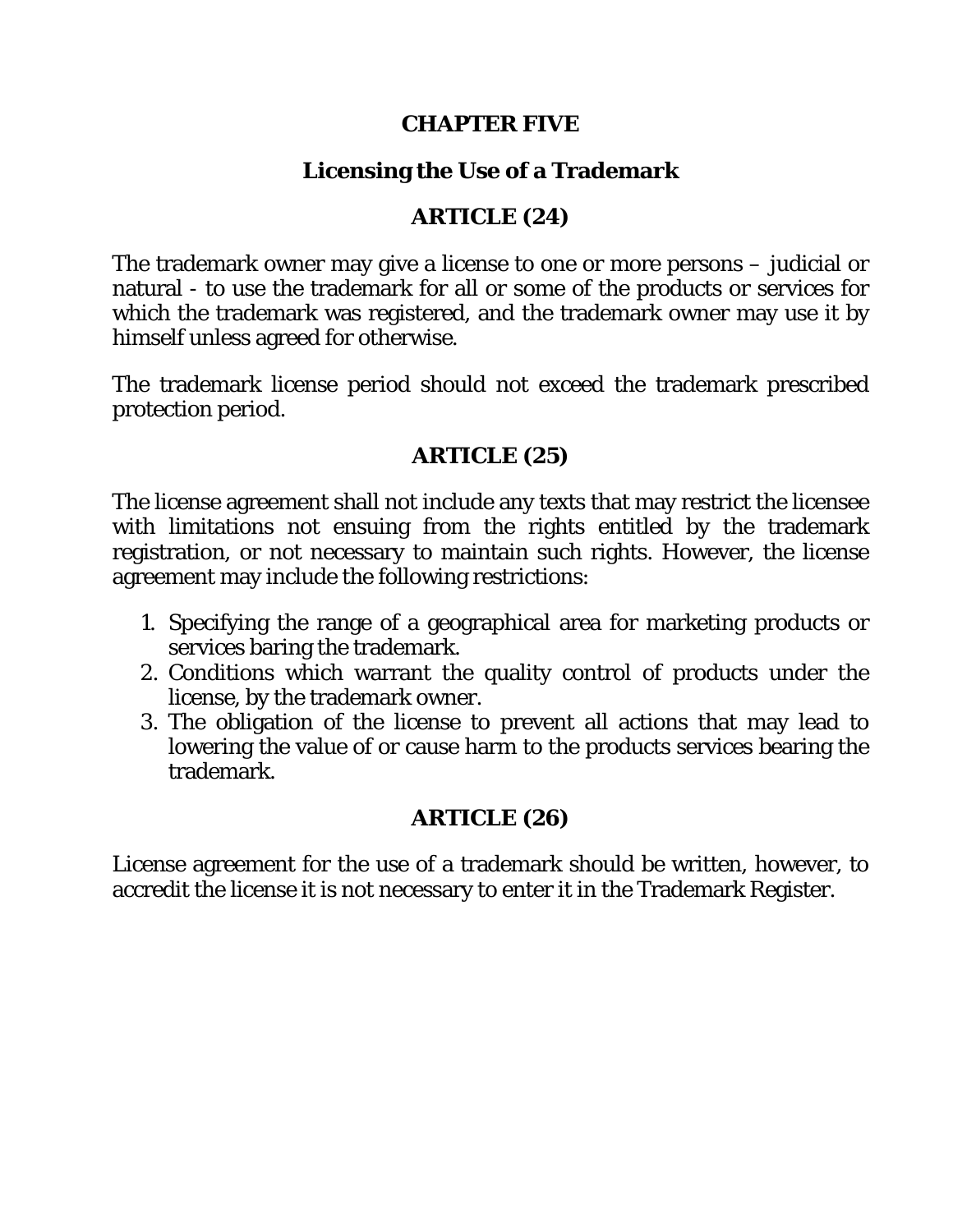## CHAPTER FIVE

## Licensing the Use of a Trademark

### ARTICLE (24)

The trademark owner may give a license to one or more persons – judicial or natural - to use the trademark for all or some of the products or services for which the trademark was registered, and the trademark owner may use it by himself unless agreed for otherwise.

The trademark license period should not exceed the trademark prescribed protection period.

### ARTICLE (25)

The license agreement shall not include any texts that may restrict the licensee with limitations not ensuing from the rights entitled by the trademark registration, or not necessary to maintain such rights. However, the license agreement may include the following restrictions:

1. Specifying the range of a geographical area for marketing products or services baring the trademark.
2. Conditions which warrant the quality control of products under the license, by the trademark owner.
3. The obligation of the license to prevent all actions that may lead to lowering the value of or cause harm to the products services bearing the trademark.

### ARTICLE (26)

License agreement for the use of a trademark should be written, however, to accredit the license it is not necessary to enter it in the Trademark Register.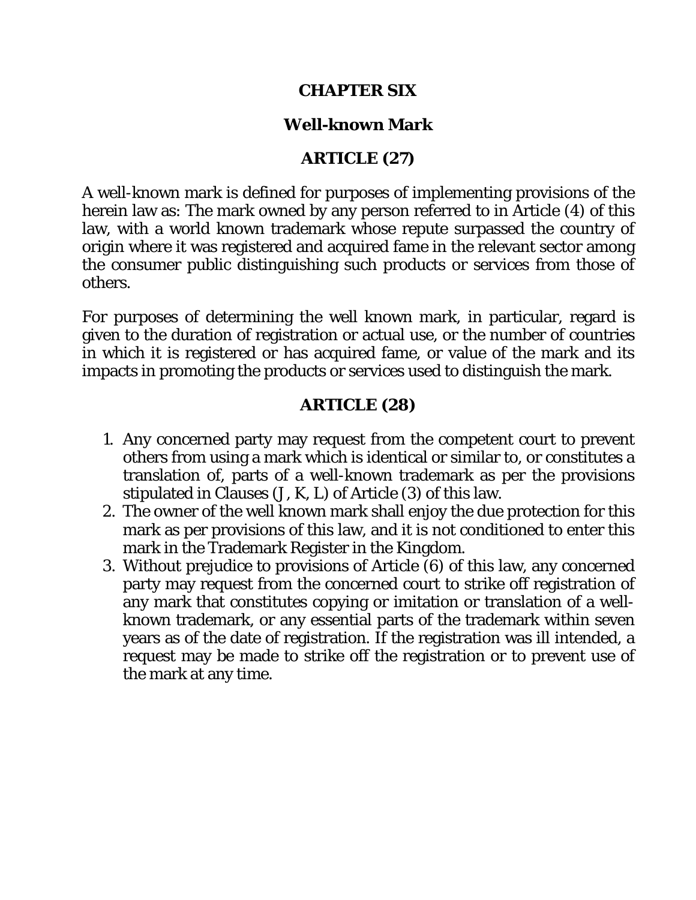## CHAPTER SIX

## Well-known Mark

### ARTICLE (27)

A well-known mark is defined for purposes of implementing provisions of the herein law as: The mark owned by any person referred to in Article (4) of this law, with a world known trademark whose repute surpassed the country of origin where it was registered and acquired fame in the relevant sector among the consumer public distinguishing such products or services from those of others.

For purposes of determining the well known mark, in particular, regard is given to the duration of registration or actual use, or the number of countries in which it is registered or has acquired fame, or value of the mark and its impacts in promoting the products or services used to distinguish the mark.

### ARTICLE (28)

1. Any concerned party may request from the competent court to prevent others from using a mark which is identical or similar to, or constitutes a translation of, parts of a well-known trademark as per the provisions stipulated in Clauses (J, K, L) of Article (3) of this law.
2. The owner of the well known mark shall enjoy the due protection for this mark as per provisions of this law, and it is not conditioned to enter this mark in the Trademark Register in the Kingdom.
3. Without prejudice to provisions of Article (6) of this law, any concerned party may request from the concerned court to strike off registration of any mark that constitutes copying or imitation or translation of a well-known trademark, or any essential parts of the trademark within seven years as of the date of registration. If the registration was ill intended, a request may be made to strike off the registration or to prevent use of the mark at any time.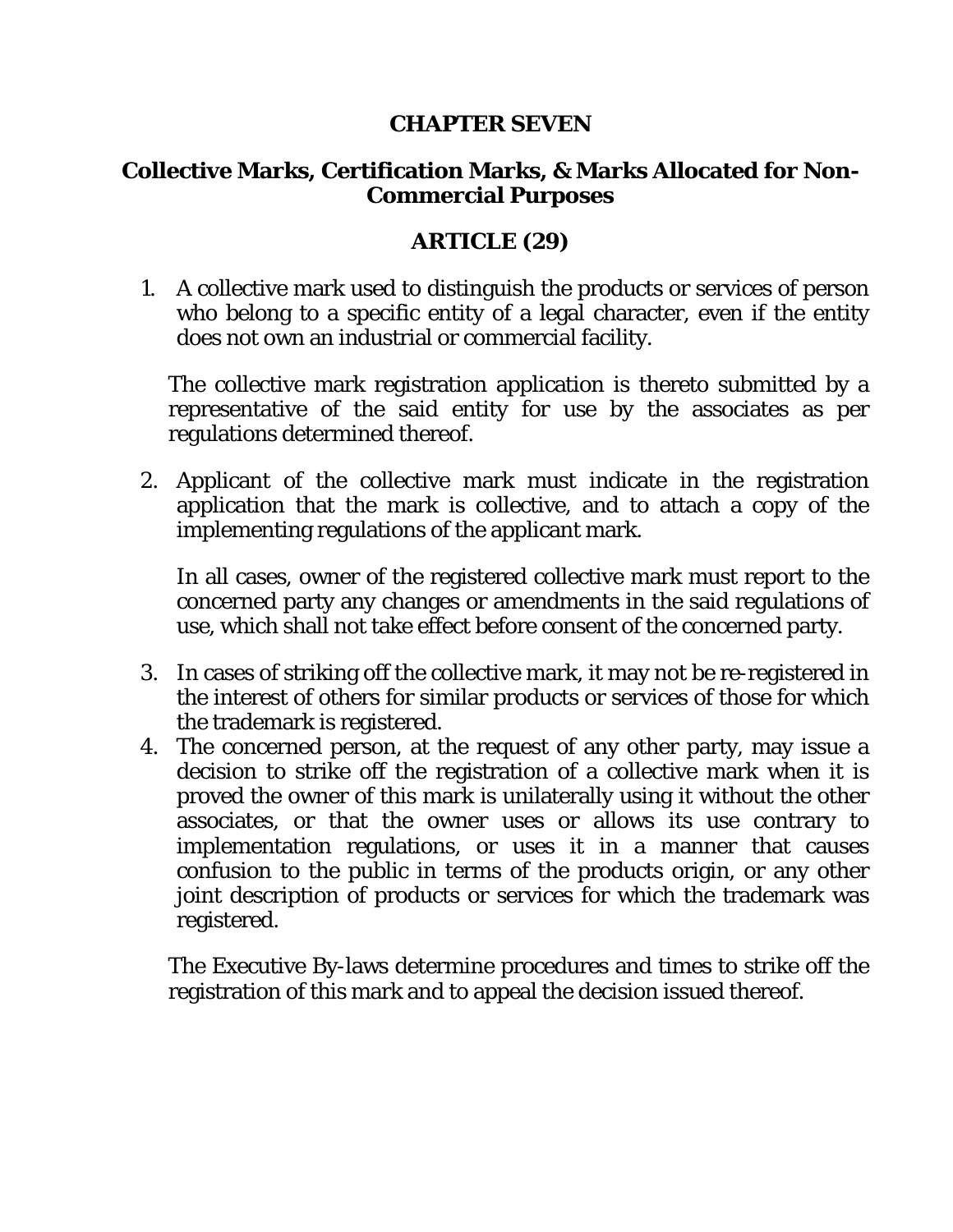# CHAPTER SEVEN

## Collective Marks, Certification Marks, & Marks Allocated for Non-Commercial Purposes

### ARTICLE (29)

1. A collective mark used to distinguish the products or services of person who belong to a specific entity of a legal character, even if the entity does not own an industrial or commercial facility.

   The collective mark registration application is thereto submitted by a representative of the said entity for use by the associates as per regulations determined thereof.

2. Applicant of the collective mark must indicate in the registration application that the mark is collective, and to attach a copy of the implementing regulations of the applicant mark.

   In all cases, owner of the registered collective mark must report to the concerned party any changes or amendments in the said regulations of use, which shall not take effect before consent of the concerned party.

3. In cases of striking off the collective mark, it may not be re-registered in the interest of others for similar products or services of those for which the trademark is registered.
4. The concerned person, at the request of any other party, may issue a decision to strike off the registration of a collective mark when it is proved the owner of this mark is unilaterally using it without the other associates, or that the owner uses or allows its use contrary to implementation regulations, or uses it in a manner that causes confusion to the public in terms of the products origin, or any other joint description of products or services for which the trademark was registered.

   The Executive By-laws determine procedures and times to strike off the registration of this mark and to appeal the decision issued thereof.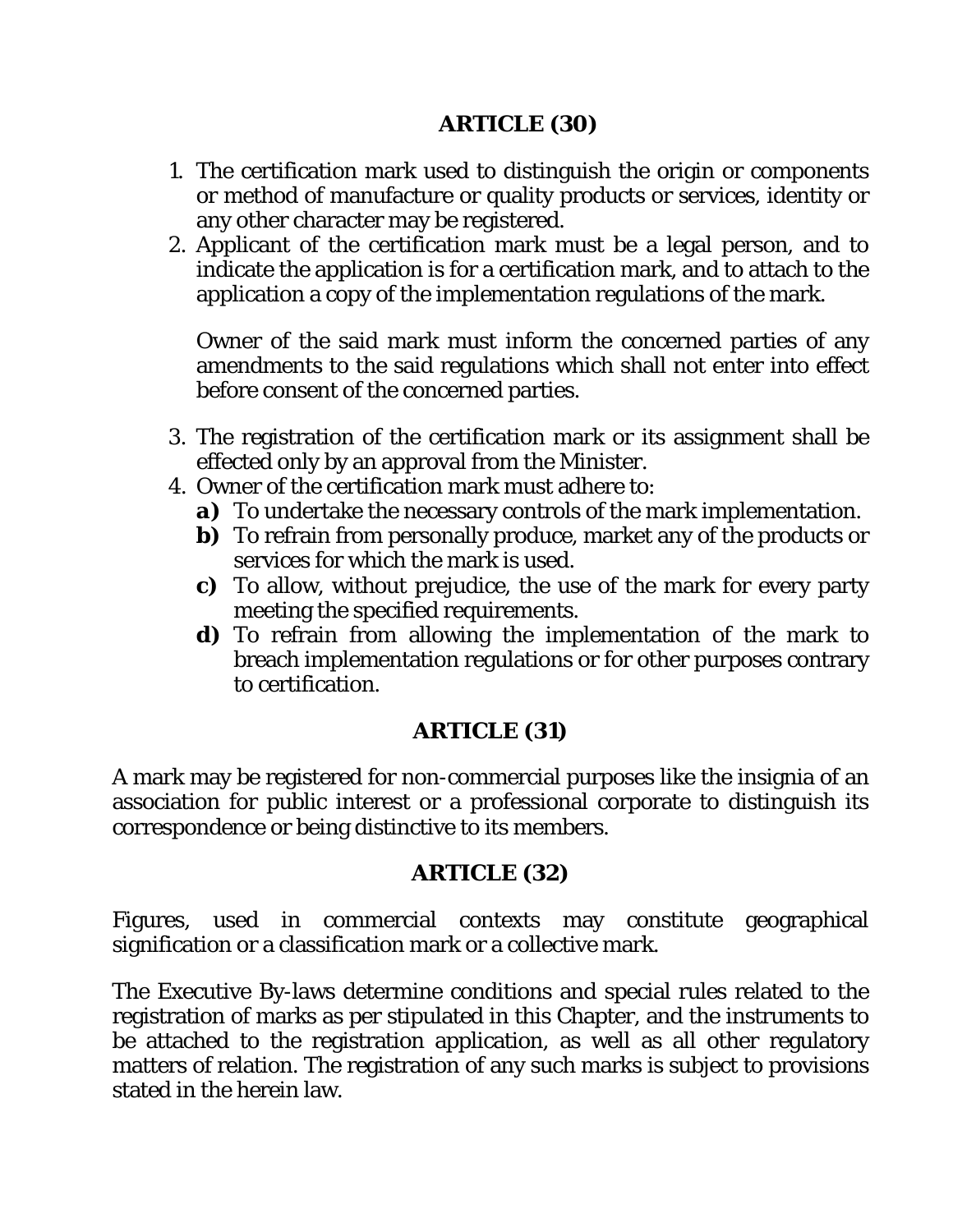## ARTICLE (30)

1. The certification mark used to distinguish the origin or components or method of manufacture or quality products or services, identity or any other character may be registered.
2. Applicant of the certification mark must be a legal person, and to indicate the application is for a certification mark, and to attach to the application a copy of the implementation regulations of the mark.

   Owner of the said mark must inform the concerned parties of any amendments to the said regulations which shall not enter into effect before consent of the concerned parties.

3. The registration of the certification mark or its assignment shall be effected only by an approval from the Minister.
4. Owner of the certification mark must adhere to:
   - **a)** To undertake the necessary controls of the mark implementation.
   - **b)** To refrain from personally produce, market any of the products or services for which the mark is used.
   - **c)** To allow, without prejudice, the use of the mark for every party meeting the specified requirements.
   - **d)** To refrain from allowing the implementation of the mark to breach implementation regulations or for other purposes contrary to certification.

## ARTICLE (31)

A mark may be registered for non-commercial purposes like the insignia of an association for public interest or a professional corporate to distinguish its correspondence or being distinctive to its members.

## ARTICLE (32)

Figures, used in commercial contexts may constitute geographical signification or a classification mark or a collective mark.

The Executive By-laws determine conditions and special rules related to the registration of marks as per stipulated in this Chapter, and the instruments to be attached to the registration application, as well as all other regulatory matters of relation. The registration of any such marks is subject to provisions stated in the herein law.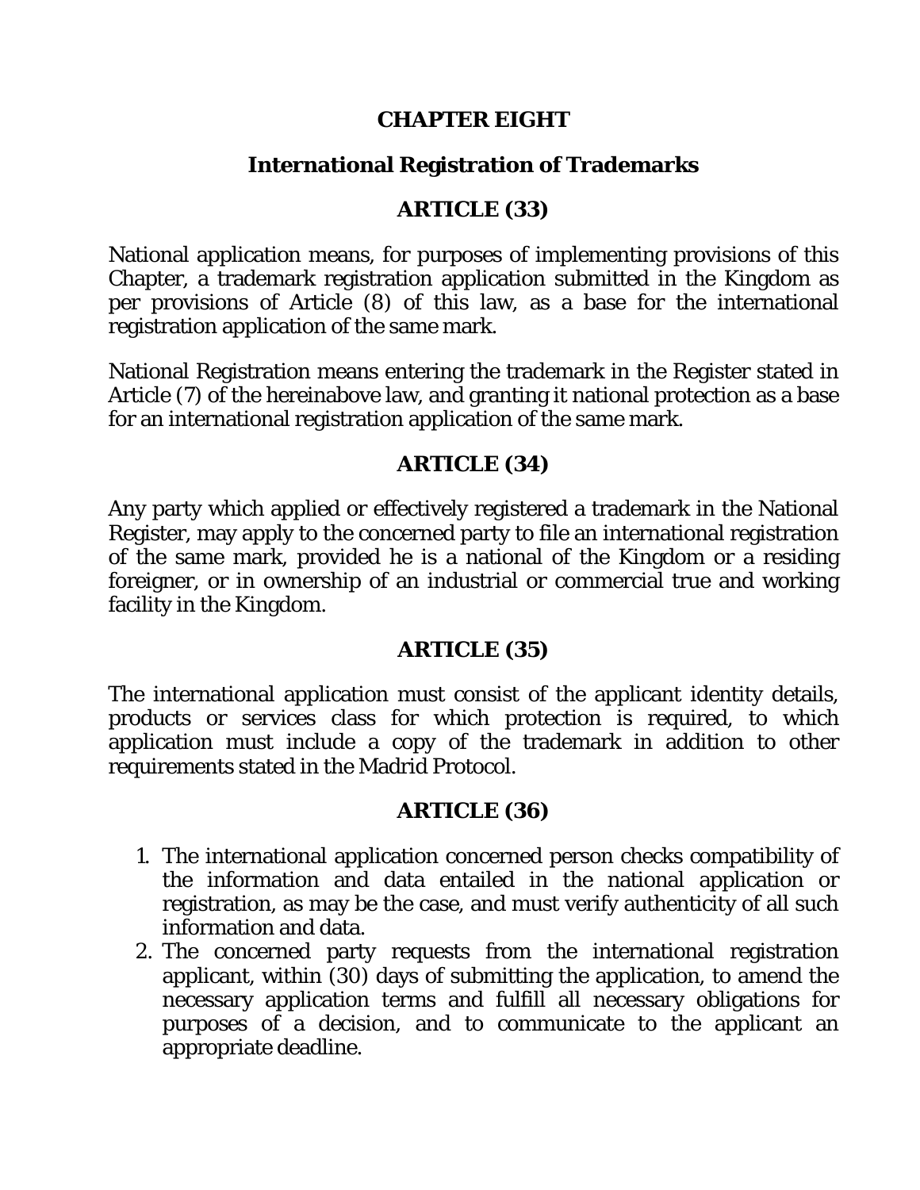## CHAPTER EIGHT

## International Registration of Trademarks

### ARTICLE (33)

National application means, for purposes of implementing provisions of this Chapter, a trademark registration application submitted in the Kingdom as per provisions of Article (8) of this law, as a base for the international registration application of the same mark.

National Registration means entering the trademark in the Register stated in Article (7) of the hereinabove law, and granting it national protection as a base for an international registration application of the same mark.

### ARTICLE (34)

Any party which applied or effectively registered a trademark in the National Register, may apply to the concerned party to file an international registration of the same mark, provided he is a national of the Kingdom or a residing foreigner, or in ownership of an industrial or commercial true and working facility in the Kingdom.

### ARTICLE (35)

The international application must consist of the applicant identity details, products or services class for which protection is required, to which application must include a copy of the trademark in addition to other requirements stated in the Madrid Protocol.

### ARTICLE (36)

1. The international application concerned person checks compatibility of the information and data entailed in the national application or registration, as may be the case, and must verify authenticity of all such information and data.
2. The concerned party requests from the international registration applicant, within (30) days of submitting the application, to amend the necessary application terms and fulfill all necessary obligations for purposes of a decision, and to communicate to the applicant an appropriate deadline.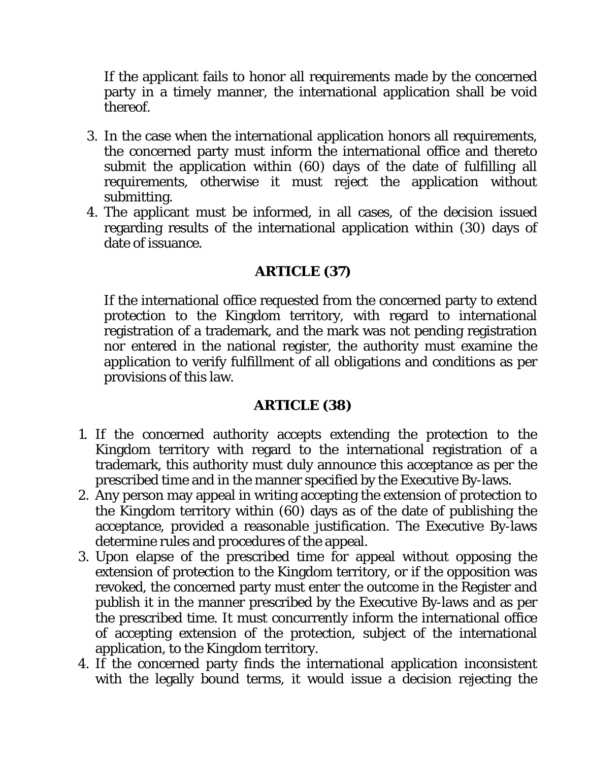If the applicant fails to honor all requirements made by the concerned party in a timely manner, the international application shall be void thereof.

3. In the case when the international application honors all requirements, the concerned party must inform the international office and thereto submit the application within (60) days of the date of fulfilling all requirements, otherwise it must reject the application without submitting.
4. The applicant must be informed, in all cases, of the decision issued regarding results of the international application within (30) days of date of issuance.

## ARTICLE (37)

If the international office requested from the concerned party to extend protection to the Kingdom territory, with regard to international registration of a trademark, and the mark was not pending registration nor entered in the national register, the authority must examine the application to verify fulfillment of all obligations and conditions as per provisions of this law.

## ARTICLE (38)

1. If the concerned authority accepts extending the protection to the Kingdom territory with regard to the international registration of a trademark, this authority must duly announce this acceptance as per the prescribed time and in the manner specified by the Executive By-laws.
2. Any person may appeal in writing accepting the extension of protection to the Kingdom territory within (60) days as of the date of publishing the acceptance, provided a reasonable justification. The Executive By-laws determine rules and procedures of the appeal.
3. Upon elapse of the prescribed time for appeal without opposing the extension of protection to the Kingdom territory, or if the opposition was revoked, the concerned party must enter the outcome in the Register and publish it in the manner prescribed by the Executive By-laws and as per the prescribed time. It must concurrently inform the international office of accepting extension of the protection, subject of the international application, to the Kingdom territory.
4. If the concerned party finds the international application inconsistent with the legally bound terms, it would issue a decision rejecting the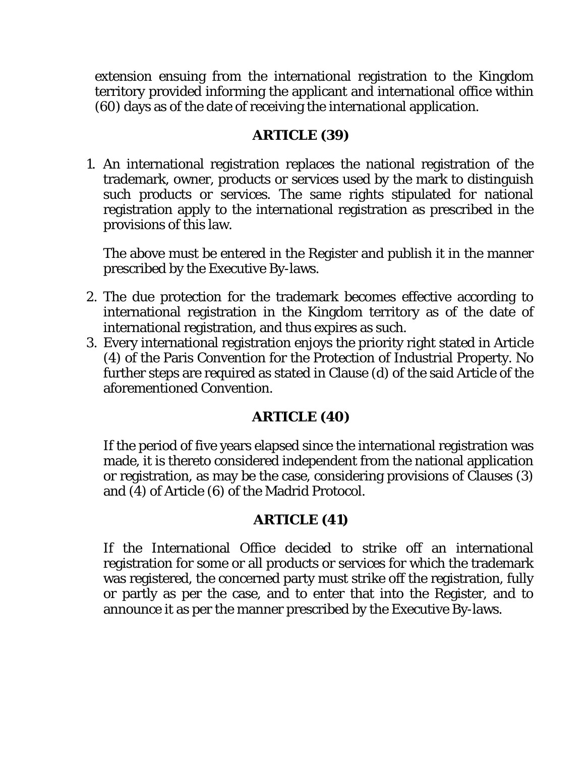extension ensuing from the international registration to the Kingdom territory provided informing the applicant and international office within (60) days as of the date of receiving the international application.

## ARTICLE (39)

1. An international registration replaces the national registration of the trademark, owner, products or services used by the mark to distinguish such products or services. The same rights stipulated for national registration apply to the international registration as prescribed in the provisions of this law.

   The above must be entered in the Register and publish it in the manner prescribed by the Executive By-laws.

2. The due protection for the trademark becomes effective according to international registration in the Kingdom territory as of the date of international registration, and thus expires as such.
3. Every international registration enjoys the priority right stated in Article (4) of the Paris Convention for the Protection of Industrial Property. No further steps are required as stated in Clause (d) of the said Article of the aforementioned Convention.

## ARTICLE (40)

If the period of five years elapsed since the international registration was made, it is thereto considered independent from the national application or registration, as may be the case, considering provisions of Clauses (3) and (4) of Article (6) of the Madrid Protocol.

## ARTICLE (41)

If the International Office decided to strike off an international registration for some or all products or services for which the trademark was registered, the concerned party must strike off the registration, fully or partly as per the case, and to enter that into the Register, and to announce it as per the manner prescribed by the Executive By-laws.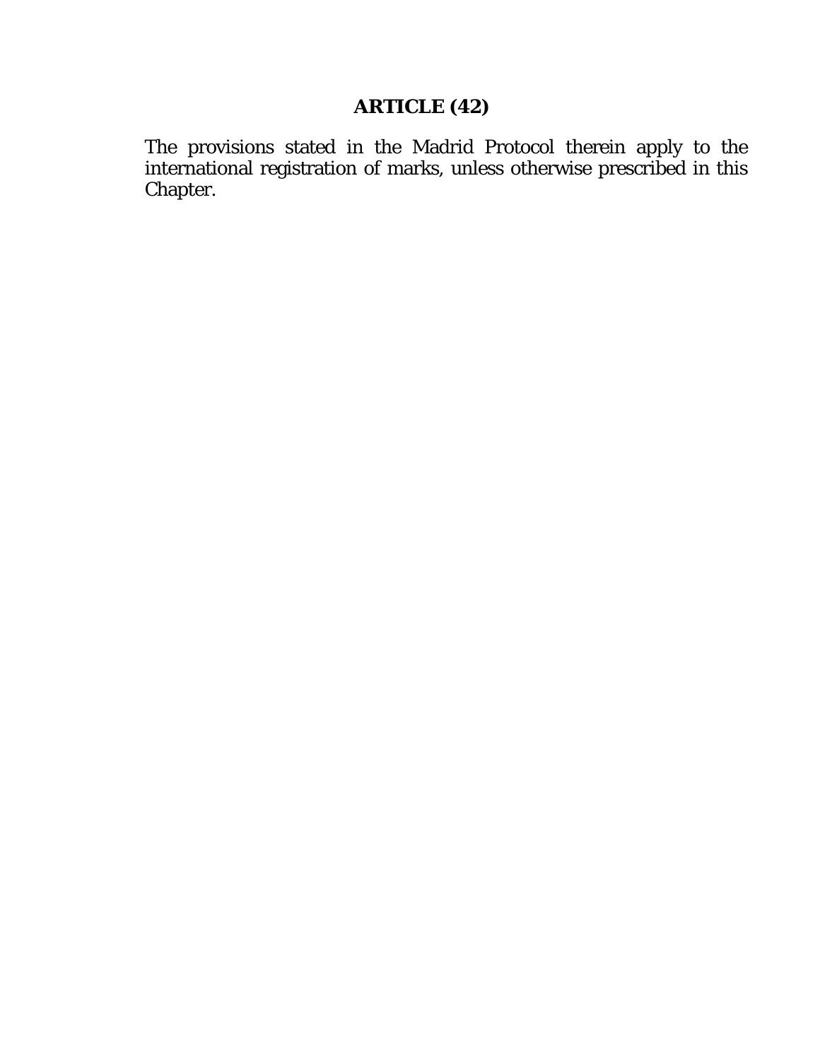## ARTICLE (42)

The provisions stated in the Madrid Protocol therein apply to the international registration of marks, unless otherwise prescribed in this Chapter.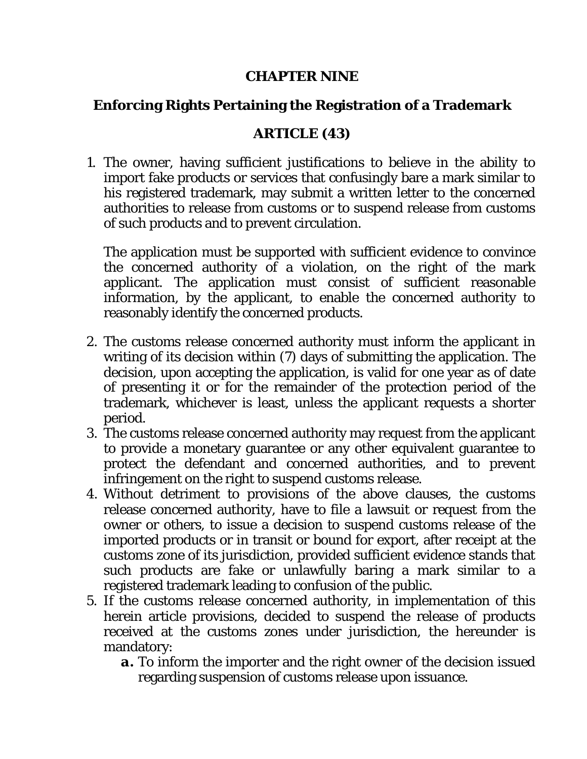## CHAPTER NINE

## Enforcing Rights Pertaining the Registration of a Trademark

### ARTICLE (43)

1. The owner, having sufficient justifications to believe in the ability to import fake products or services that confusingly bare a mark similar to his registered trademark, may submit a written letter to the concerned authorities to release from customs or to suspend release from customs of such products and to prevent circulation.

   The application must be supported with sufficient evidence to convince the concerned authority of a violation, on the right of the mark applicant. The application must consist of sufficient reasonable information, by the applicant, to enable the concerned authority to reasonably identify the concerned products.

2. The customs release concerned authority must inform the applicant in writing of its decision within (7) days of submitting the application. The decision, upon accepting the application, is valid for one year as of date of presenting it or for the remainder of the protection period of the trademark, whichever is least, unless the applicant requests a shorter period.
3. The customs release concerned authority may request from the applicant to provide a monetary guarantee or any other equivalent guarantee to protect the defendant and concerned authorities, and to prevent infringement on the right to suspend customs release.
4. Without detriment to provisions of the above clauses, the customs release concerned authority, have to file a lawsuit or request from the owner or others, to issue a decision to suspend customs release of the imported products or in transit or bound for export, after receipt at the customs zone of its jurisdiction, provided sufficient evidence stands that such products are fake or unlawfully baring a mark similar to a registered trademark leading to confusion of the public.
5. If the customs release concerned authority, in implementation of this herein article provisions, decided to suspend the release of products received at the customs zones under jurisdiction, the hereunder is mandatory:
   - **a.** To inform the importer and the right owner of the decision issued regarding suspension of customs release upon issuance.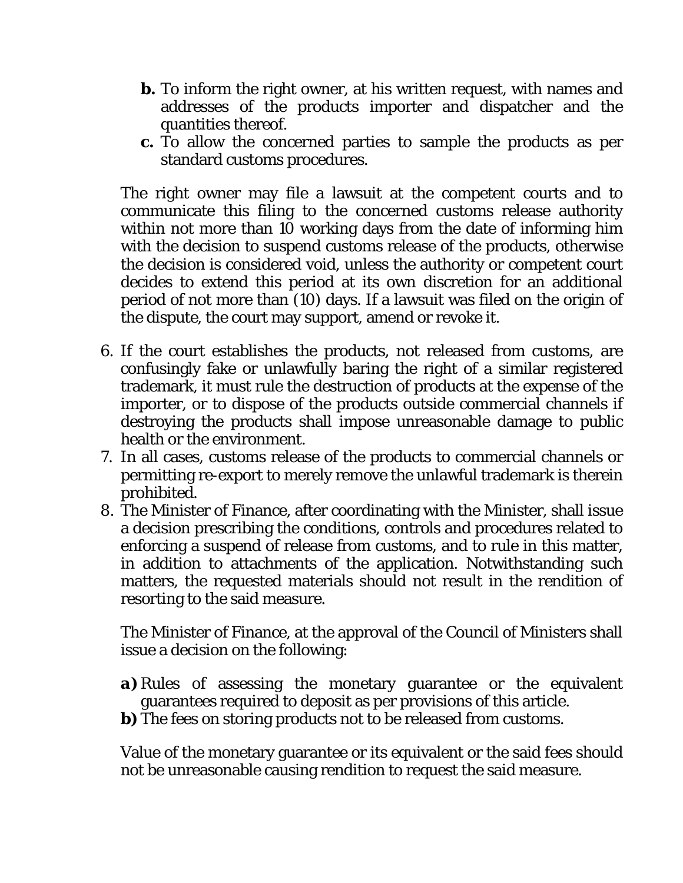- **b.** To inform the right owner, at his written request, with names and addresses of the products importer and dispatcher and the quantities thereof.
- **c.** To allow the concerned parties to sample the products as per standard customs procedures.

The right owner may file a lawsuit at the competent courts and to communicate this filing to the concerned customs release authority within not more than 10 working days from the date of informing him with the decision to suspend customs release of the products, otherwise the decision is considered void, unless the authority or competent court decides to extend this period at its own discretion for an additional period of not more than (10) days. If a lawsuit was filed on the origin of the dispute, the court may support, amend or revoke it.

6. If the court establishes the products, not released from customs, are confusingly fake or unlawfully baring the right of a similar registered trademark, it must rule the destruction of products at the expense of the importer, or to dispose of the products outside commercial channels if destroying the products shall impose unreasonable damage to public health or the environment.
7. In all cases, customs release of the products to commercial channels or permitting re-export to merely remove the unlawful trademark is therein prohibited.
8. The Minister of Finance, after coordinating with the Minister, shall issue a decision prescribing the conditions, controls and procedures related to enforcing a suspend of release from customs, and to rule in this matter, in addition to attachments of the application. Notwithstanding such matters, the requested materials should not result in the rendition of resorting to the said measure.

   The Minister of Finance, at the approval of the Council of Ministers shall issue a decision on the following:

   - **a)** Rules of assessing the monetary guarantee or the equivalent guarantees required to deposit as per provisions of this article.
   - **b)** The fees on storing products not to be released from customs.

   Value of the monetary guarantee or its equivalent or the said fees should not be unreasonable causing rendition to request the said measure.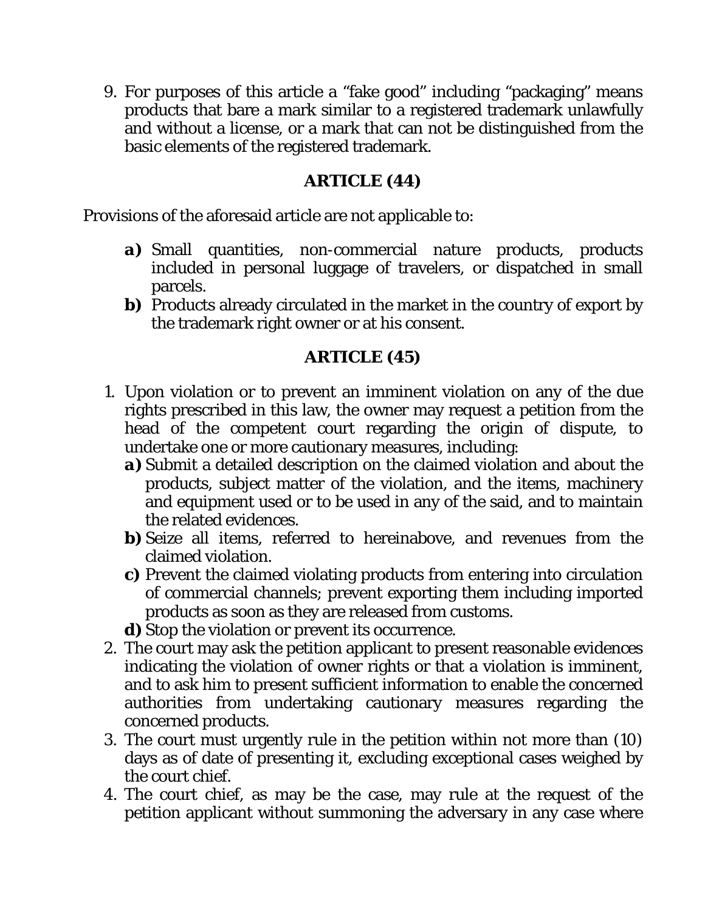9. For purposes of this article a "fake good" including "packaging" means products that bare a mark similar to a registered trademark unlawfully and without a license, or a mark that can not be distinguished from the basic elements of the registered trademark.

## ARTICLE (44)

Provisions of the aforesaid article are not applicable to:

- **a)** Small quantities, non-commercial nature products, products included in personal luggage of travelers, or dispatched in small parcels.
- **b)** Products already circulated in the market in the country of export by the trademark right owner or at his consent.

## ARTICLE (45)

1. Upon violation or to prevent an imminent violation on any of the due rights prescribed in this law, the owner may request a petition from the head of the competent court regarding the origin of dispute, to undertake one or more cautionary measures, including:
   - **a)** Submit a detailed description on the claimed violation and about the products, subject matter of the violation, and the items, machinery and equipment used or to be used in any of the said, and to maintain the related evidences.
   - **b)** Seize all items, referred to hereinabove, and revenues from the claimed violation.
   - **c)** Prevent the claimed violating products from entering into circulation of commercial channels; prevent exporting them including imported products as soon as they are released from customs.
   - **d)** Stop the violation or prevent its occurrence.
2. The court may ask the petition applicant to present reasonable evidences indicating the violation of owner rights or that a violation is imminent, and to ask him to present sufficient information to enable the concerned authorities from undertaking cautionary measures regarding the concerned products.
3. The court must urgently rule in the petition within not more than (10) days as of date of presenting it, excluding exceptional cases weighed by the court chief.
4. The court chief, as may be the case, may rule at the request of the petition applicant without summoning the adversary in any case where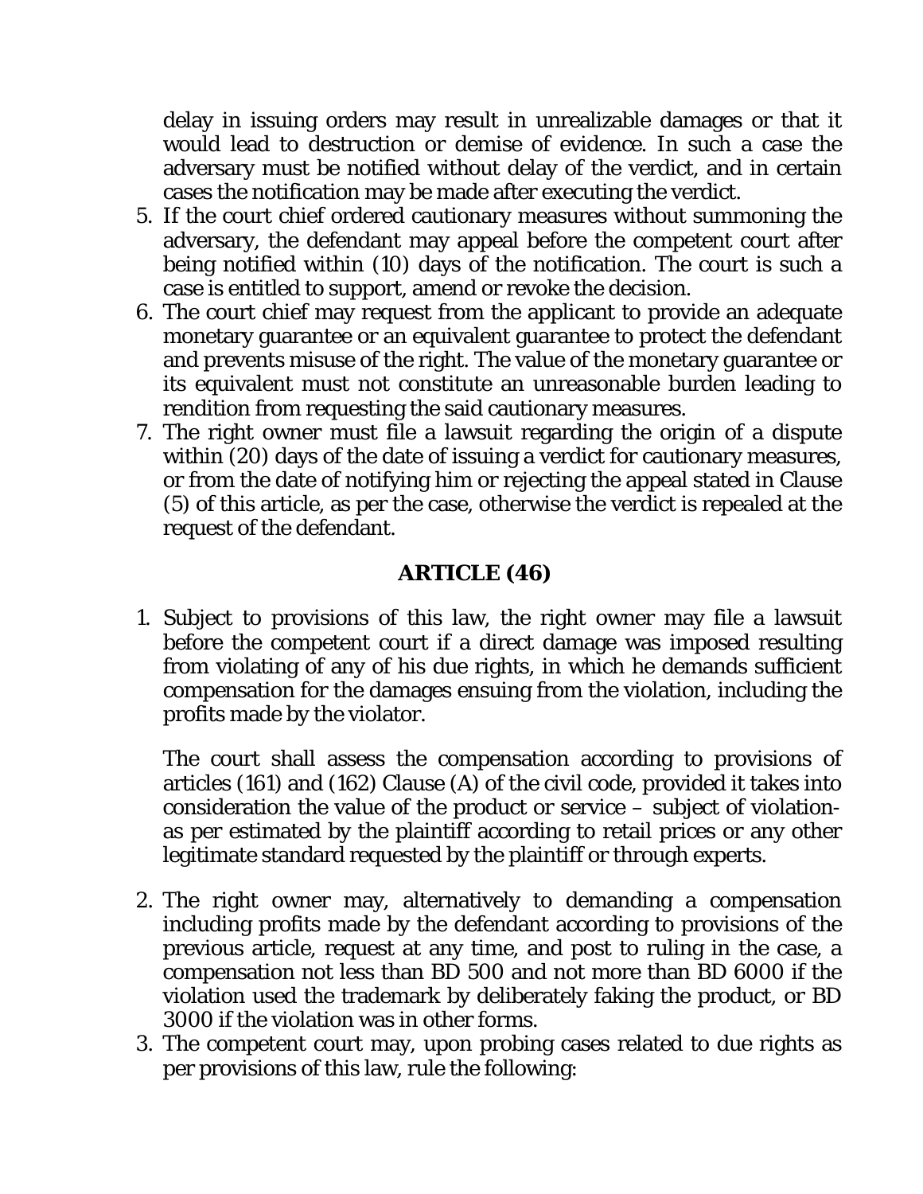delay in issuing orders may result in unrealizable damages or that it would lead to destruction or demise of evidence. In such a case the adversary must be notified without delay of the verdict, and in certain cases the notification may be made after executing the verdict.

5. If the court chief ordered cautionary measures without summoning the adversary, the defendant may appeal before the competent court after being notified within (10) days of the notification. The court is such a case is entitled to support, amend or revoke the decision.
6. The court chief may request from the applicant to provide an adequate monetary guarantee or an equivalent guarantee to protect the defendant and prevents misuse of the right. The value of the monetary guarantee or its equivalent must not constitute an unreasonable burden leading to rendition from requesting the said cautionary measures.
7. The right owner must file a lawsuit regarding the origin of a dispute within (20) days of the date of issuing a verdict for cautionary measures, or from the date of notifying him or rejecting the appeal stated in Clause (5) of this article, as per the case, otherwise the verdict is repealed at the request of the defendant.

## ARTICLE (46)

1. Subject to provisions of this law, the right owner may file a lawsuit before the competent court if a direct damage was imposed resulting from violating of any of his due rights, in which he demands sufficient compensation for the damages ensuing from the violation, including the profits made by the violator.

   The court shall assess the compensation according to provisions of articles (161) and (162) Clause (A) of the civil code, provided it takes into consideration the value of the product or service – subject of violation- as per estimated by the plaintiff according to retail prices or any other legitimate standard requested by the plaintiff or through experts.

2. The right owner may, alternatively to demanding a compensation including profits made by the defendant according to provisions of the previous article, request at any time, and post to ruling in the case, a compensation not less than BD 500 and not more than BD 6000 if the violation used the trademark by deliberately faking the product, or BD 3000 if the violation was in other forms.
3. The competent court may, upon probing cases related to due rights as per provisions of this law, rule the following: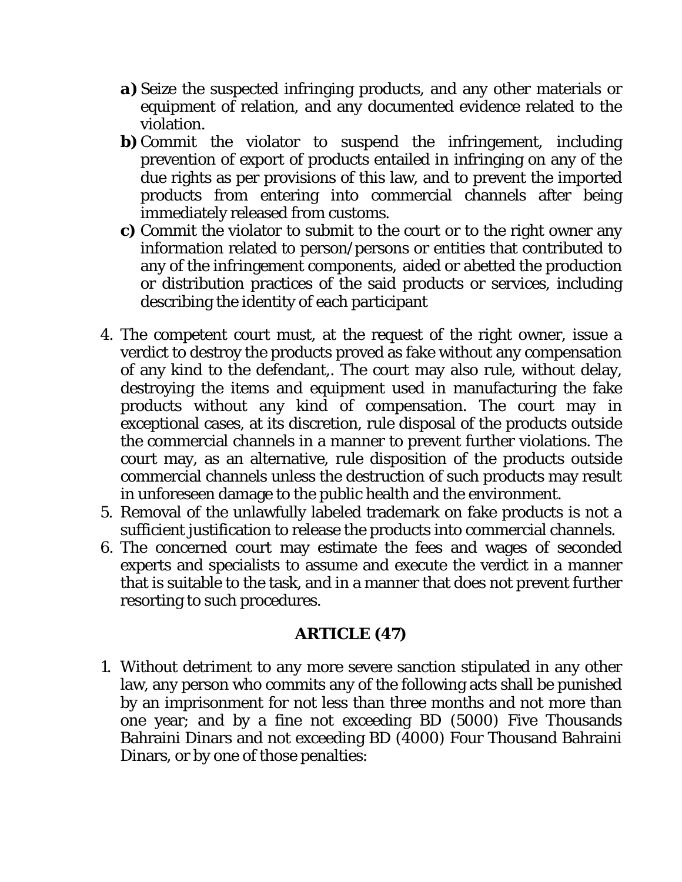- **a)** Seize the suspected infringing products, and any other materials or equipment of relation, and any documented evidence related to the violation.
- **b)** Commit the violator to suspend the infringement, including prevention of export of products entailed in infringing on any of the due rights as per provisions of this law, and to prevent the imported products from entering into commercial channels after being immediately released from customs.
- **c)** Commit the violator to submit to the court or to the right owner any information related to person/persons or entities that contributed to any of the infringement components, aided or abetted the production or distribution practices of the said products or services, including describing the identity of each participant

4. The competent court must, at the request of the right owner, issue a verdict to destroy the products proved as fake without any compensation of any kind to the defendant,. The court may also rule, without delay, destroying the items and equipment used in manufacturing the fake products without any kind of compensation. The court may in exceptional cases, at its discretion, rule disposal of the products outside the commercial channels in a manner to prevent further violations. The court may, as an alternative, rule disposition of the products outside commercial channels unless the destruction of such products may result in unforeseen damage to the public health and the environment.
5. Removal of the unlawfully labeled trademark on fake products is not a sufficient justification to release the products into commercial channels.
6. The concerned court may estimate the fees and wages of seconded experts and specialists to assume and execute the verdict in a manner that is suitable to the task, and in a manner that does not prevent further resorting to such procedures.

## ARTICLE (47)

1. Without detriment to any more severe sanction stipulated in any other law, any person who commits any of the following acts shall be punished by an imprisonment for not less than three months and not more than one year; and by a fine not exceeding BD (5000) Five Thousands Bahraini Dinars and not exceeding BD (4000) Four Thousand Bahraini Dinars, or by one of those penalties: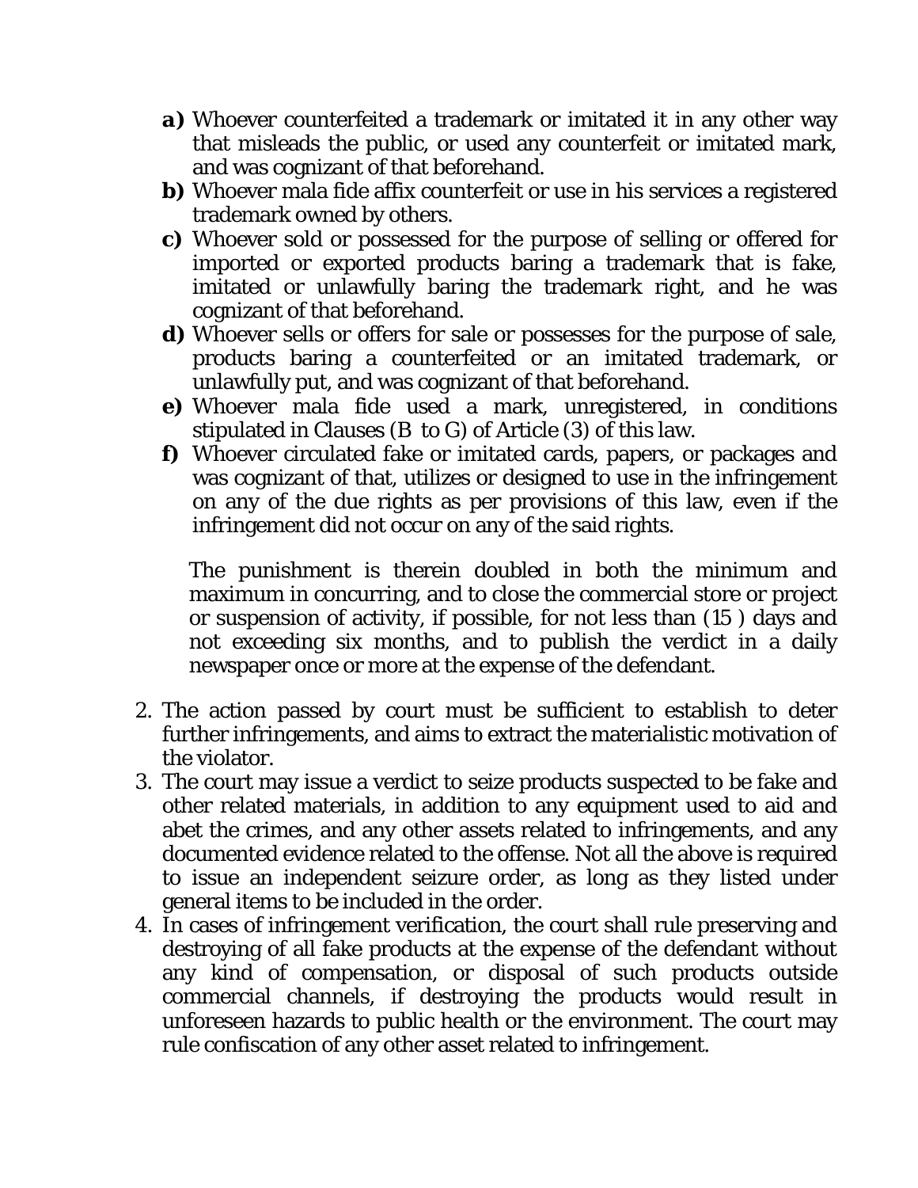- **a)** Whoever counterfeited a trademark or imitated it in any other way that misleads the public, or used any counterfeit or imitated mark, and was cognizant of that beforehand.
- **b)** Whoever mala fide affix counterfeit or use in his services a registered trademark owned by others.
- **c)** Whoever sold or possessed for the purpose of selling or offered for imported or exported products baring a trademark that is fake, imitated or unlawfully baring the trademark right, and he was cognizant of that beforehand.
- **d)** Whoever sells or offers for sale or possesses for the purpose of sale, products baring a counterfeited or an imitated trademark, or unlawfully put, and was cognizant of that beforehand.
- **e)** Whoever mala fide used a mark, unregistered, in conditions stipulated in Clauses (B to G) of Article (3) of this law.
- **f)** Whoever circulated fake or imitated cards, papers, or packages and was cognizant of that, utilizes or designed to use in the infringement on any of the due rights as per provisions of this law, even if the infringement did not occur on any of the said rights.

  The punishment is therein doubled in both the minimum and maximum in concurring, and to close the commercial store or project or suspension of activity, if possible, for not less than (15 ) days and not exceeding six months, and to publish the verdict in a daily newspaper once or more at the expense of the defendant.

2. The action passed by court must be sufficient to establish to deter further infringements, and aims to extract the materialistic motivation of the violator.
3. The court may issue a verdict to seize products suspected to be fake and other related materials, in addition to any equipment used to aid and abet the crimes, and any other assets related to infringements, and any documented evidence related to the offense. Not all the above is required to issue an independent seizure order, as long as they listed under general items to be included in the order.
4. In cases of infringement verification, the court shall rule preserving and destroying of all fake products at the expense of the defendant without any kind of compensation, or disposal of such products outside commercial channels, if destroying the products would result in unforeseen hazards to public health or the environment. The court may rule confiscation of any other asset related to infringement.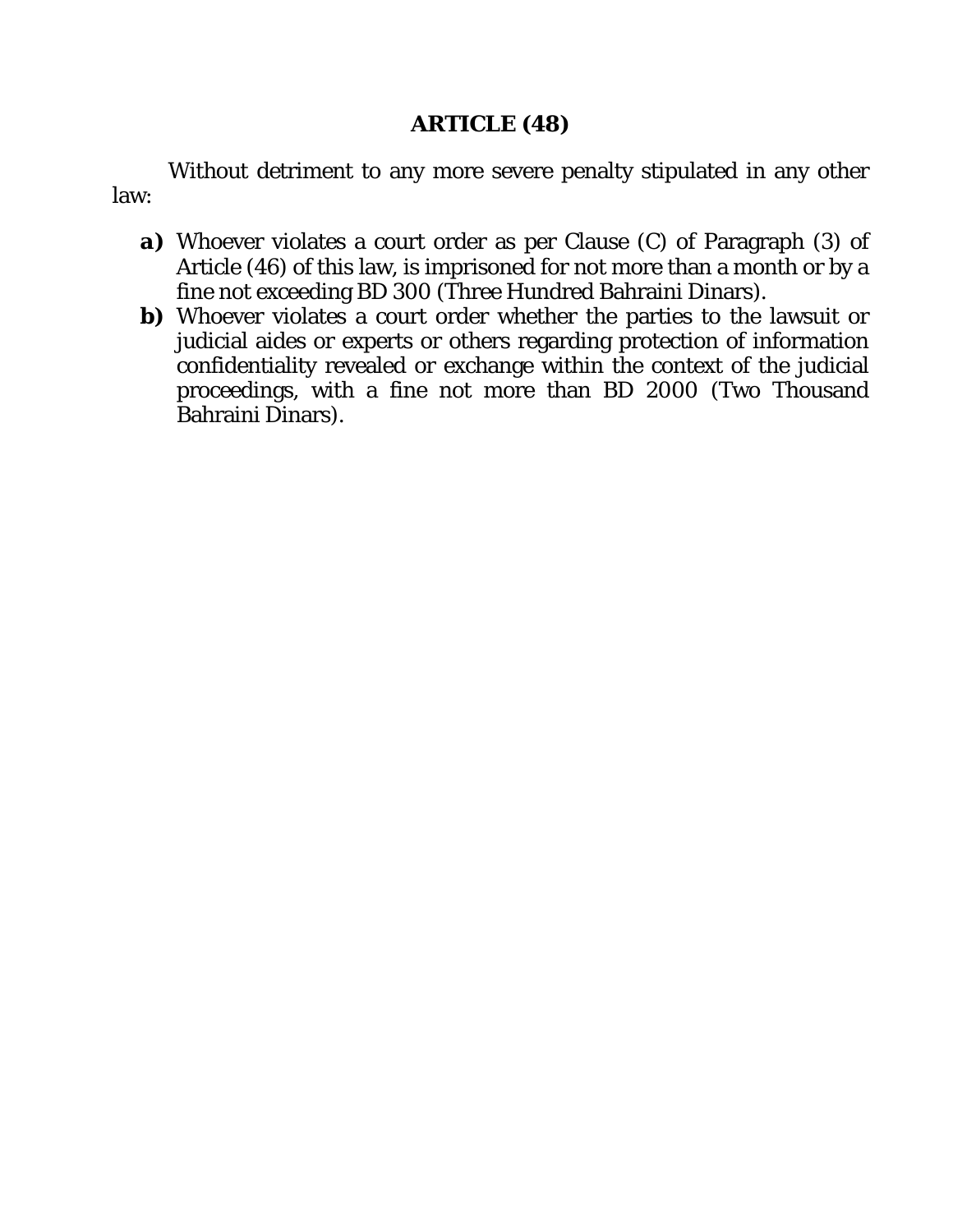## ARTICLE (48)

Without detriment to any more severe penalty stipulated in any other law:

- **a)** Whoever violates a court order as per Clause (C) of Paragraph (3) of Article (46) of this law, is imprisoned for not more than a month or by a fine not exceeding BD 300 (Three Hundred Bahraini Dinars).
- **b)** Whoever violates a court order whether the parties to the lawsuit or judicial aides or experts or others regarding protection of information confidentiality revealed or exchange within the context of the judicial proceedings, with a fine not more than BD 2000 (Two Thousand Bahraini Dinars).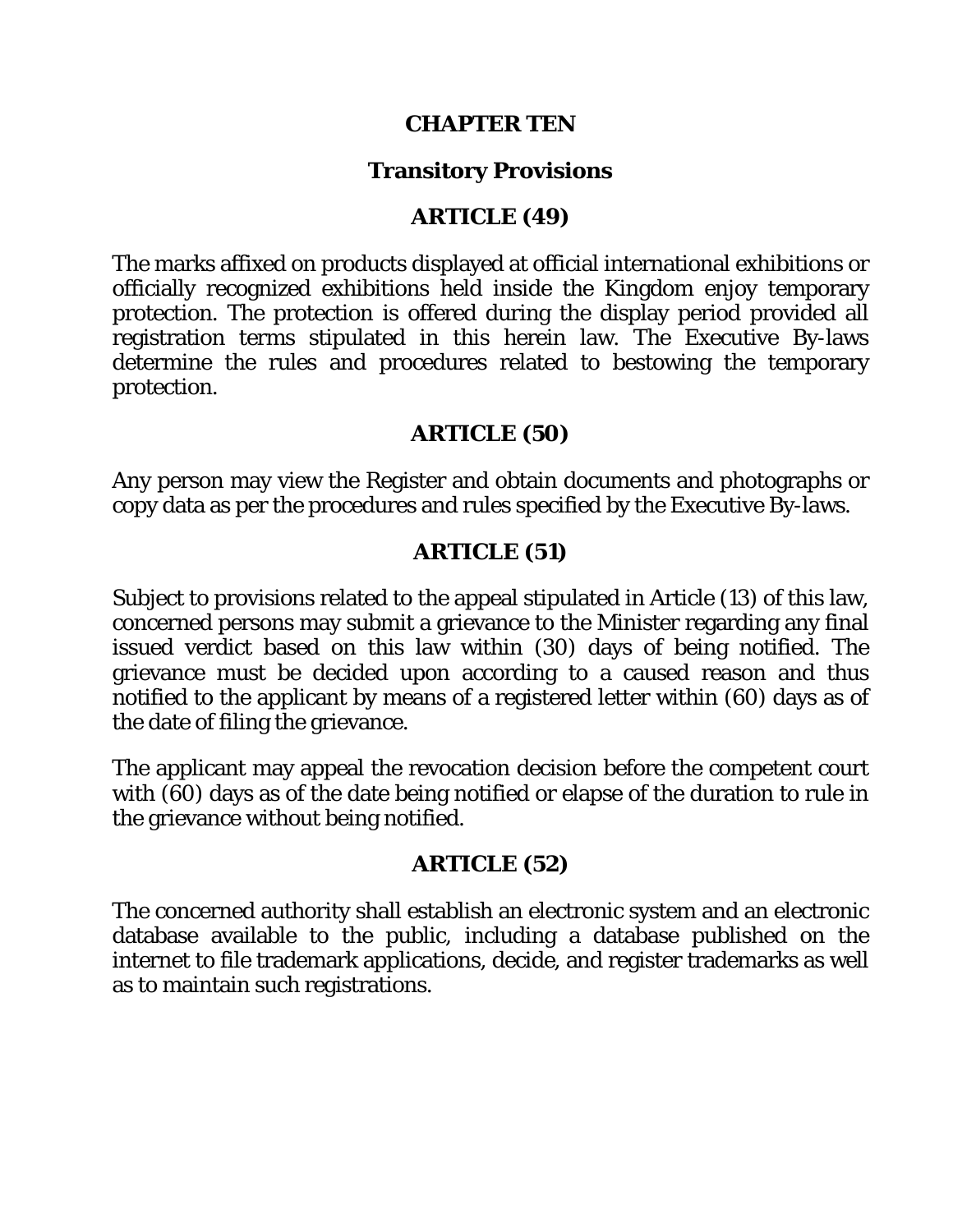# CHAPTER TEN

## Transitory Provisions

### ARTICLE (49)

The marks affixed on products displayed at official international exhibitions or officially recognized exhibitions held inside the Kingdom enjoy temporary protection. The protection is offered during the display period provided all registration terms stipulated in this herein law. The Executive By-laws determine the rules and procedures related to bestowing the temporary protection.

### ARTICLE (50)

Any person may view the Register and obtain documents and photographs or copy data as per the procedures and rules specified by the Executive By-laws.

### ARTICLE (51)

Subject to provisions related to the appeal stipulated in Article (13) of this law, concerned persons may submit a grievance to the Minister regarding any final issued verdict based on this law within (30) days of being notified. The grievance must be decided upon according to a caused reason and thus notified to the applicant by means of a registered letter within (60) days as of the date of filing the grievance.

The applicant may appeal the revocation decision before the competent court with (60) days as of the date being notified or elapse of the duration to rule in the grievance without being notified.

### ARTICLE (52)

The concerned authority shall establish an electronic system and an electronic database available to the public, including a database published on the internet to file trademark applications, decide, and register trademarks as well as to maintain such registrations.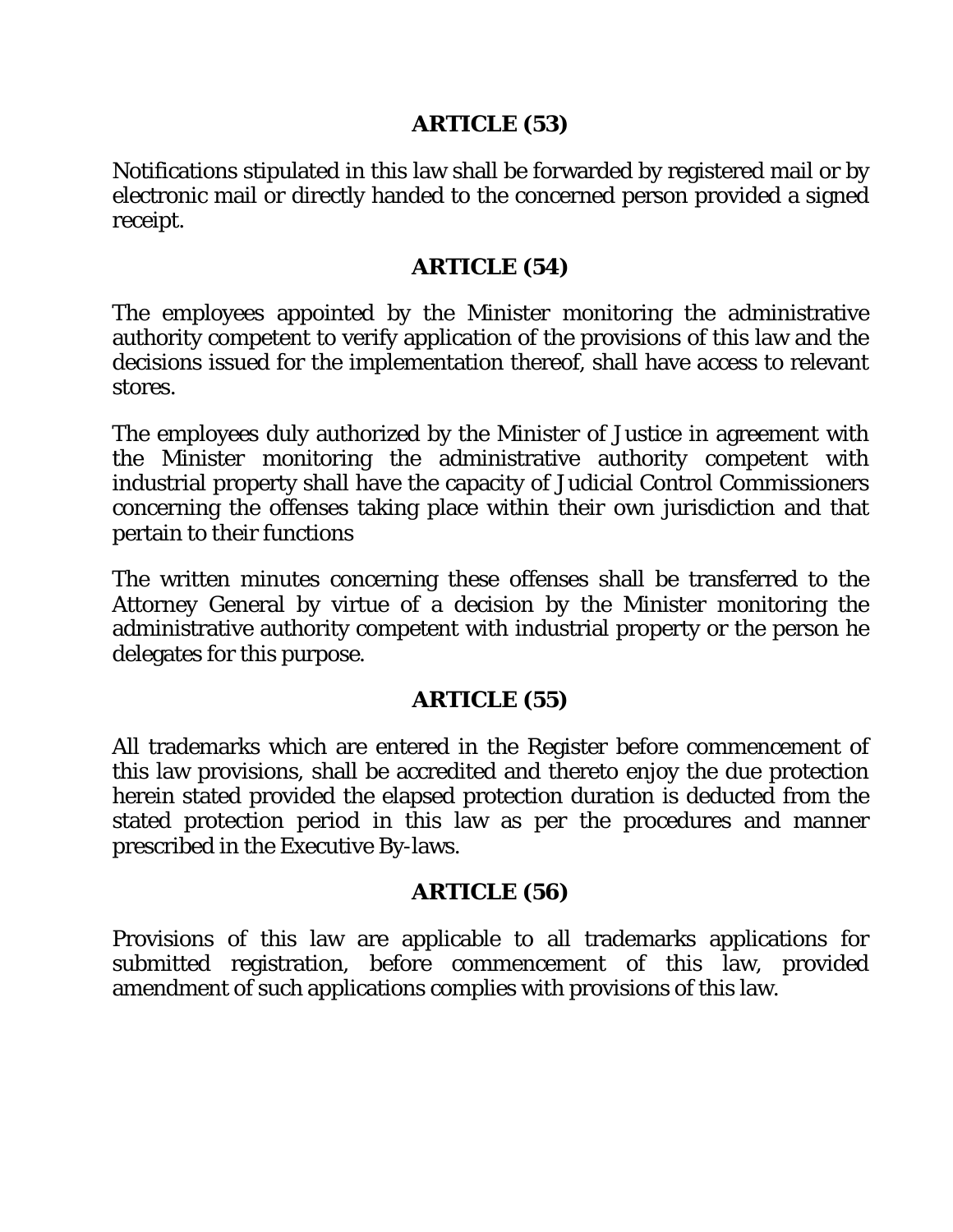## ARTICLE (53)

Notifications stipulated in this law shall be forwarded by registered mail or by electronic mail or directly handed to the concerned person provided a signed receipt.

## ARTICLE (54)

The employees appointed by the Minister monitoring the administrative authority competent to verify application of the provisions of this law and the decisions issued for the implementation thereof, shall have access to relevant stores.

The employees duly authorized by the Minister of Justice in agreement with the Minister monitoring the administrative authority competent with industrial property shall have the capacity of Judicial Control Commissioners concerning the offenses taking place within their own jurisdiction and that pertain to their functions

The written minutes concerning these offenses shall be transferred to the Attorney General by virtue of a decision by the Minister monitoring the administrative authority competent with industrial property or the person he delegates for this purpose.

## ARTICLE (55)

All trademarks which are entered in the Register before commencement of this law provisions, shall be accredited and thereto enjoy the due protection herein stated provided the elapsed protection duration is deducted from the stated protection period in this law as per the procedures and manner prescribed in the Executive By-laws.

## ARTICLE (56)

Provisions of this law are applicable to all trademarks applications for submitted registration, before commencement of this law, provided amendment of such applications complies with provisions of this law.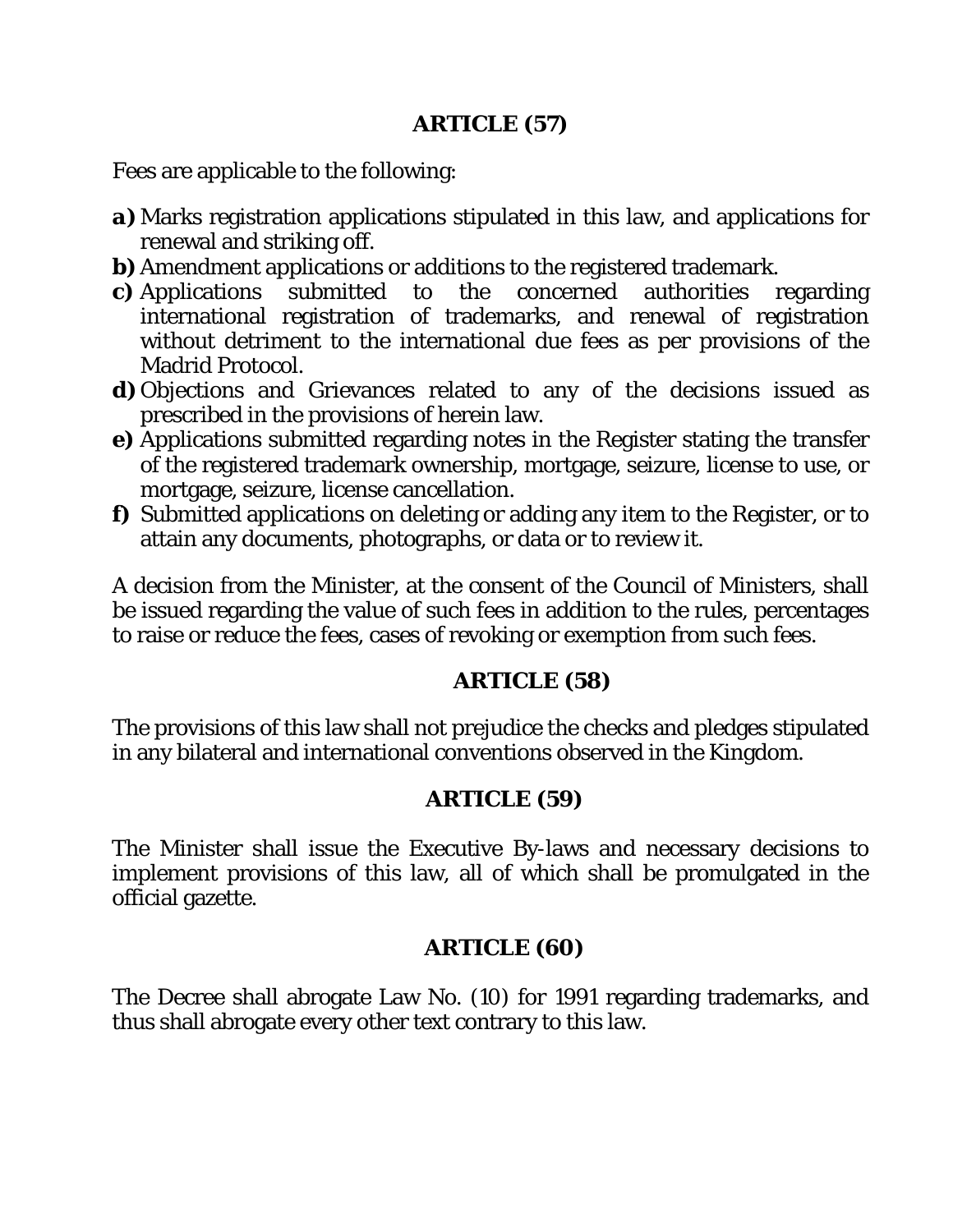## ARTICLE (57)

Fees are applicable to the following:

**a)** Marks registration applications stipulated in this law, and applications for renewal and striking off.

**b)** Amendment applications or additions to the registered trademark.

**c)** Applications submitted to the concerned authorities regarding international registration of trademarks, and renewal of registration without detriment to the international due fees as per provisions of the Madrid Protocol.

**d)** Objections and Grievances related to any of the decisions issued as prescribed in the provisions of herein law.

**e)** Applications submitted regarding notes in the Register stating the transfer of the registered trademark ownership, mortgage, seizure, license to use, or mortgage, seizure, license cancellation.

**f)** Submitted applications on deleting or adding any item to the Register, or to attain any documents, photographs, or data or to review it.

A decision from the Minister, at the consent of the Council of Ministers, shall be issued regarding the value of such fees in addition to the rules, percentages to raise or reduce the fees, cases of revoking or exemption from such fees.

## ARTICLE (58)

The provisions of this law shall not prejudice the checks and pledges stipulated in any bilateral and international conventions observed in the Kingdom.

## ARTICLE (59)

The Minister shall issue the Executive By-laws and necessary decisions to implement provisions of this law, all of which shall be promulgated in the official gazette.

## ARTICLE (60)

The Decree shall abrogate Law No. (10) for 1991 regarding trademarks, and thus shall abrogate every other text contrary to this law.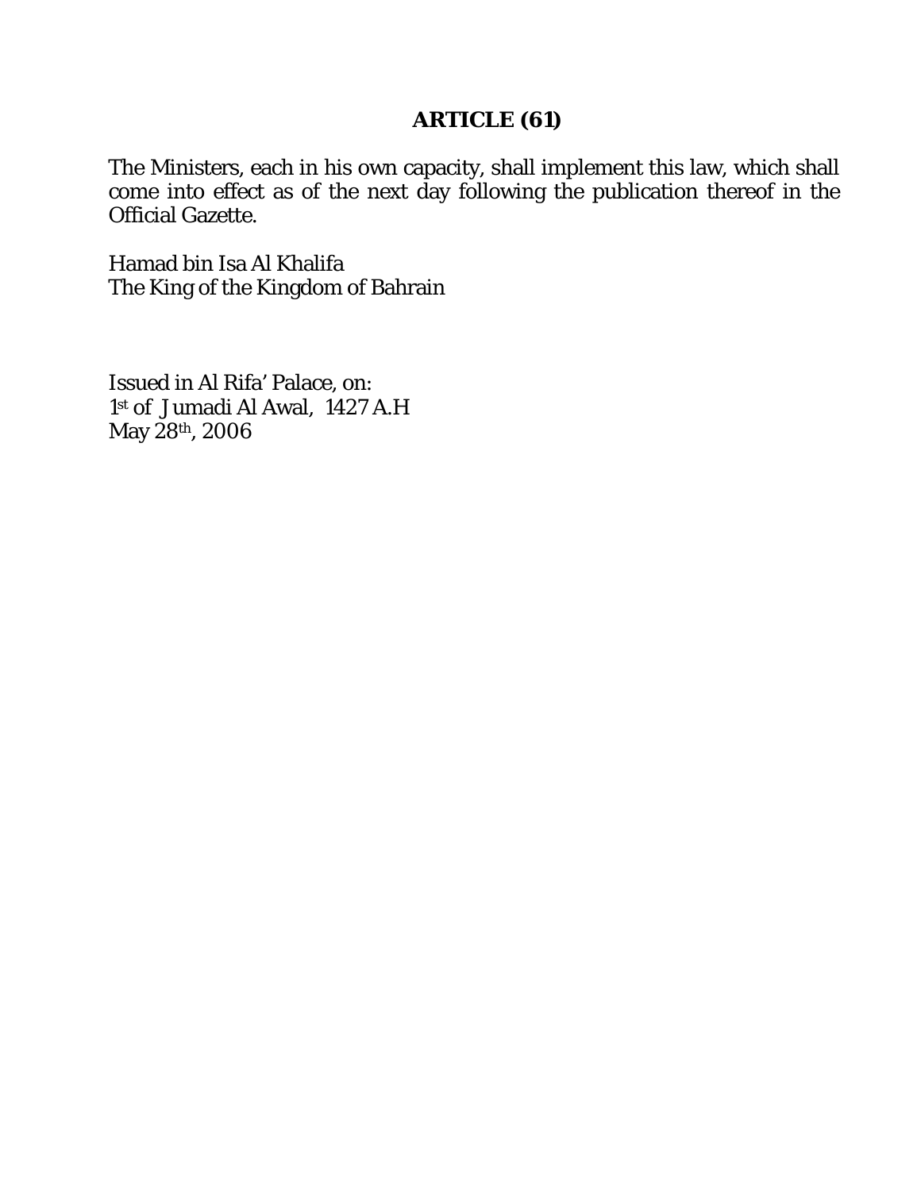## ARTICLE (61)

The Ministers, each in his own capacity, shall implement this law, which shall come into effect as of the next day following the publication thereof in the Official Gazette.

Hamad bin Isa Al Khalifa
The King of the Kingdom of Bahrain

Issued in Al Rifa' Palace, on:
1st of Jumadi Al Awal, 1427 A.H
May 28th, 2006